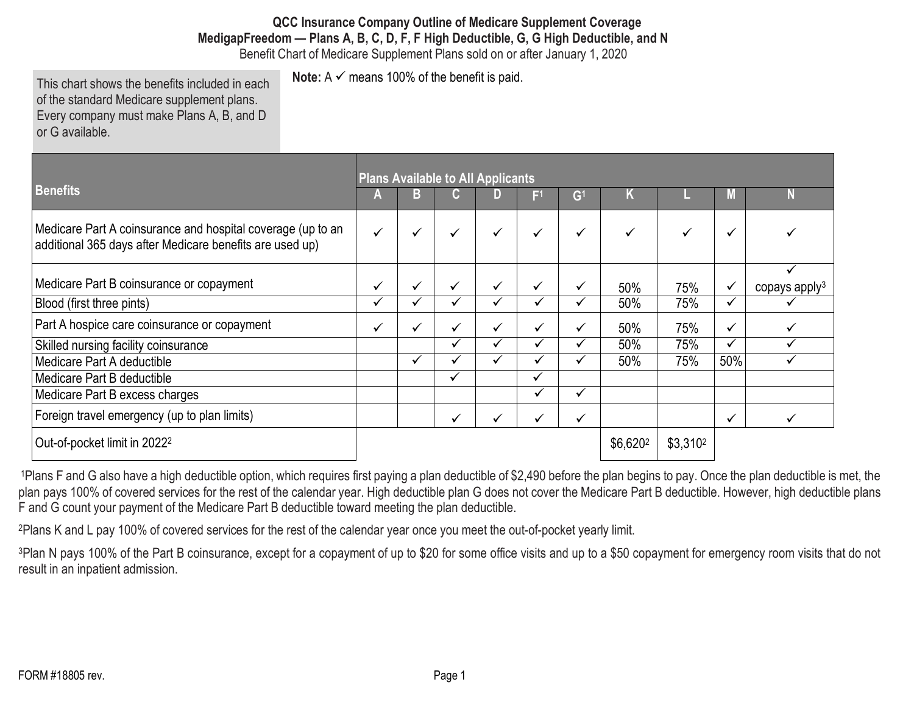# QCC Insurance Company Outline of Medicare Supplement Coverage

## MedigapFreedom — Plans A, B, C, D, F, F High Deductible, G, G High Deductible, and N

Benefit Chart of Medicare Supplement Plans sold on or after January 1, 2020

This chart shows the benefits included in each of the standard Medicare supplement plans. Every company must make Plans A, B, and D or G available.

**Note:** A ✓ means 100% of the benefit is paid.

| Benefits | Plans Available to All Applicants | | | | | | | | | |
|---|---|---|---|---|---|---|---|---|---|---|
| | A | B | C | D | F[1] | G[1] | K | L | M | N |
| Medicare Part A coinsurance and hospital coverage (up to an additional 365 days after Medicare benefits are used up) | ✓ | ✓ | ✓ | ✓ | ✓ | ✓ | ✓ | ✓ | ✓ | ✓ |
| Medicare Part B coinsurance or copayment | ✓ | ✓ | ✓ | ✓ | ✓ | ✓ | 50% | 75% | ✓ | ✓ copays apply[3] |
| Blood (first three pints) | ✓ | ✓ | ✓ | ✓ | ✓ | ✓ | 50% | 75% | ✓ | ✓ |
| Part A hospice care coinsurance or copayment | ✓ | ✓ | ✓ | ✓ | ✓ | ✓ | 50% | 75% | ✓ | ✓ |
| Skilled nursing facility coinsurance | | | ✓ | ✓ | ✓ | ✓ | 50% | 75% | ✓ | ✓ |
| Medicare Part A deductible | | ✓ | ✓ | ✓ | ✓ | ✓ | 50% | 75% | 50% | ✓ |
| Medicare Part B deductible | | | ✓ | | ✓ | | | | | |
| Medicare Part B excess charges | | | | | ✓ | ✓ | | | | |
| Foreign travel emergency (up to plan limits) | | | ✓ | ✓ | ✓ | ✓ | | | ✓ | ✓ |
| Out-of-pocket limit in 2022[2] | | | | | | | $6,620[2] | $3,310[2] | | |

[1]Plans F and G also have a high deductible option, which requires first paying a plan deductible of $2,490 before the plan begins to pay. Once the plan deductible is met, the plan pays 100% of covered services for the rest of the calendar year. High deductible plan G does not cover the Medicare Part B deductible. However, high deductible plans F and G count your payment of the Medicare Part B deductible toward meeting the plan deductible.

[2]Plans K and L pay 100% of covered services for the rest of the calendar year once you meet the out-of-pocket yearly limit.

[3]Plan N pays 100% of the Part B coinsurance, except for a copayment of up to $20 for some office visits and up to a $50 copayment for emergency room visits that do not result in an inpatient admission.

FORM #18805 rev.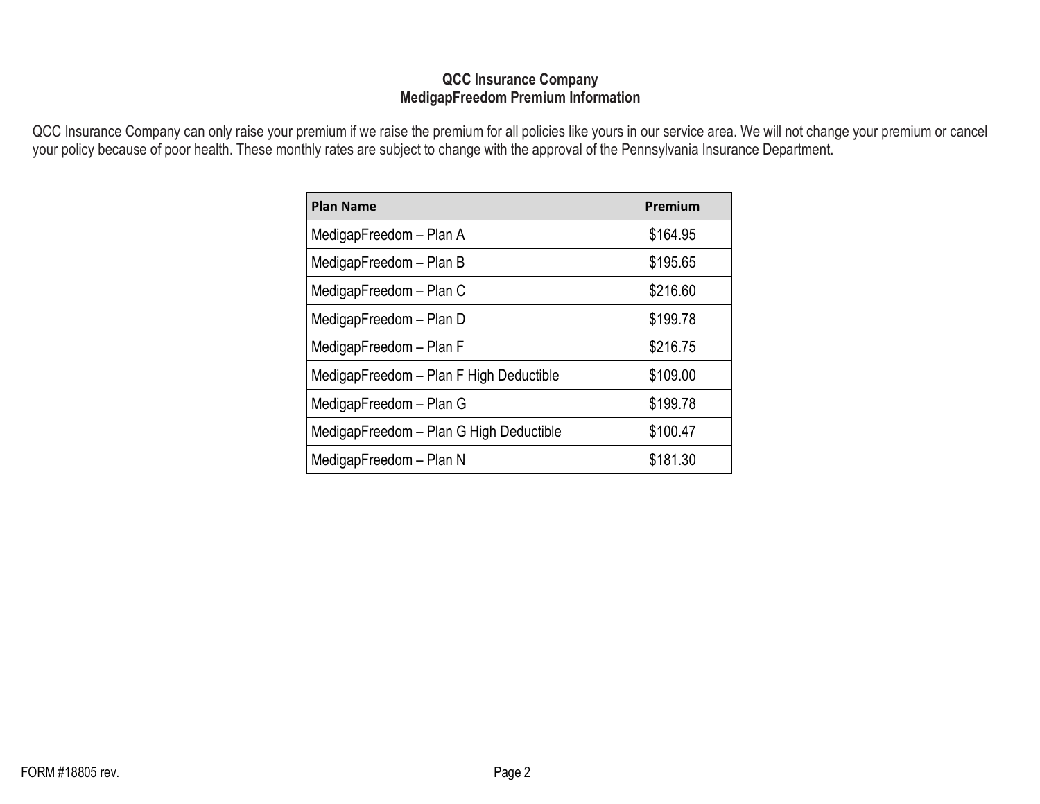## QCC Insurance Company
## MedigapFreedom Premium Information

QCC Insurance Company can only raise your premium if we raise the premium for all policies like yours in our service area. We will not change your premium or cancel your policy because of poor health. These monthly rates are subject to change with the approval of the Pennsylvania Insurance Department.

| Plan Name | Premium |
| --- | --- |
| MedigapFreedom – Plan A | $164.95 |
| MedigapFreedom – Plan B | $195.65 |
| MedigapFreedom – Plan C | $216.60 |
| MedigapFreedom – Plan D | $199.78 |
| MedigapFreedom – Plan F | $216.75 |
| MedigapFreedom – Plan F High Deductible | $109.00 |
| MedigapFreedom – Plan G | $199.78 |
| MedigapFreedom – Plan G High Deductible | $100.47 |
| MedigapFreedom – Plan N | $181.30 |

FORM #18805 rev.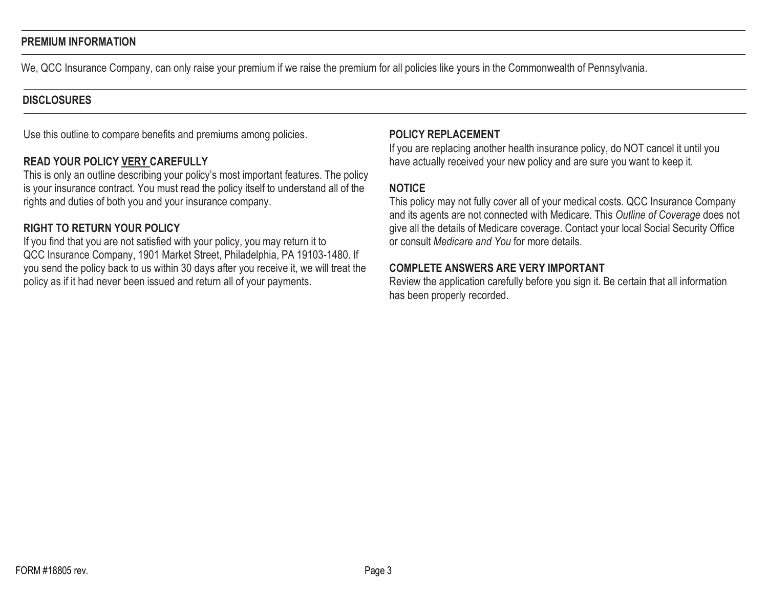## PREMIUM INFORMATION

We, QCC Insurance Company, can only raise your premium if we raise the premium for all policies like yours in the Commonwealth of Pennsylvania.

## DISCLOSURES

Use this outline to compare benefits and premiums among policies.

### READ YOUR POLICY VERY CAREFULLY

This is only an outline describing your policy's most important features. The policy is your insurance contract. You must read the policy itself to understand all of the rights and duties of both you and your insurance company.

### RIGHT TO RETURN YOUR POLICY

If you find that you are not satisfied with your policy, you may return it to QCC Insurance Company, 1901 Market Street, Philadelphia, PA 19103-1480. If you send the policy back to us within 30 days after you receive it, we will treat the policy as if it had never been issued and return all of your payments.

### POLICY REPLACEMENT

If you are replacing another health insurance policy, do NOT cancel it until you have actually received your new policy and are sure you want to keep it.

### NOTICE

This policy may not fully cover all of your medical costs. QCC Insurance Company and its agents are not connected with Medicare. This *Outline of Coverage* does not give all the details of Medicare coverage. Contact your local Social Security Office or consult *Medicare and You* for more details.

### COMPLETE ANSWERS ARE VERY IMPORTANT

Review the application carefully before you sign it. Be certain that all information has been properly recorded.

FORM #18805 rev.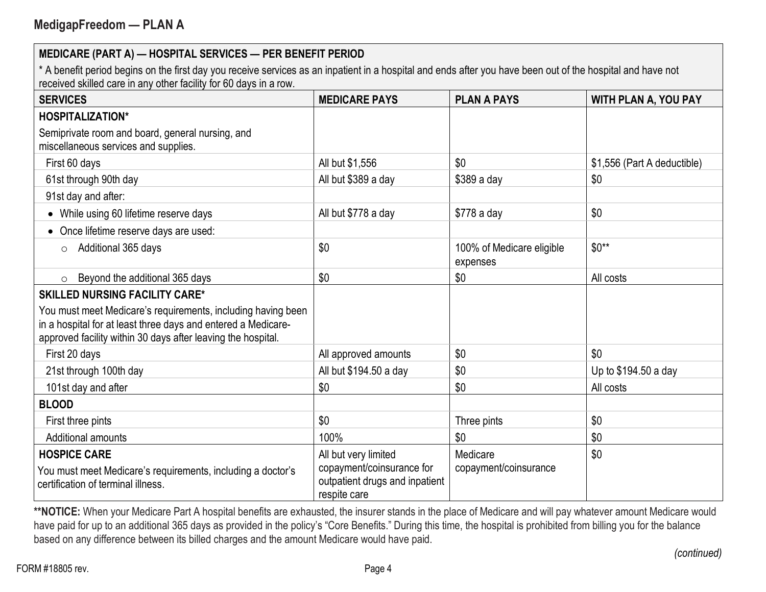## MedigapFreedom — PLAN A

| MEDICARE (PART A) — HOSPITAL SERVICES — PER BENEFIT PERIOD<br>* A benefit period begins on the first day you receive services as an inpatient in a hospital and ends after you have been out of the hospital and have not received skilled care in any other facility for 60 days in a row. | | | |
|---|---|---|---|
| **SERVICES** | **MEDICARE PAYS** | **PLAN A PAYS** | **WITH PLAN A, YOU PAY** |
| **HOSPITALIZATION***<br>Semiprivate room and board, general nursing, and miscellaneous services and supplies. | | | |
| First 60 days | All but $1,556 | $0 | $1,556 (Part A deductible) |
| 61st through 90th day | All but $389 a day | $389 a day | $0 |
| 91st day and after: | | | |
| • While using 60 lifetime reserve days | All but $778 a day | $778 a day | $0 |
| • Once lifetime reserve days are used: | | | |
| ○ Additional 365 days | $0 | 100% of Medicare eligible expenses | $0** |
| ○ Beyond the additional 365 days | $0 | $0 | All costs |
| **SKILLED NURSING FACILITY CARE***<br>You must meet Medicare's requirements, including having been in a hospital for at least three days and entered a Medicare-approved facility within 30 days after leaving the hospital. | | | |
| First 20 days | All approved amounts | $0 | $0 |
| 21st through 100th day | All but $194.50 a day | $0 | Up to $194.50 a day |
| 101st day and after | $0 | $0 | All costs |
| **BLOOD** | | | |
| First three pints | $0 | Three pints | $0 |
| Additional amounts | 100% | $0 | $0 |
| **HOSPICE CARE**<br>You must meet Medicare's requirements, including a doctor's certification of terminal illness. | All but very limited copayment/coinsurance for outpatient drugs and inpatient respite care | Medicare copayment/coinsurance | $0 |

****NOTICE:** When your Medicare Part A hospital benefits are exhausted, the insurer stands in the place of Medicare and will pay whatever amount Medicare would have paid for up to an additional 365 days as provided in the policy's "Core Benefits." During this time, the hospital is prohibited from billing you for the balance based on any difference between its billed charges and the amount Medicare would have paid.

*(continued)*

FORM #18805 rev.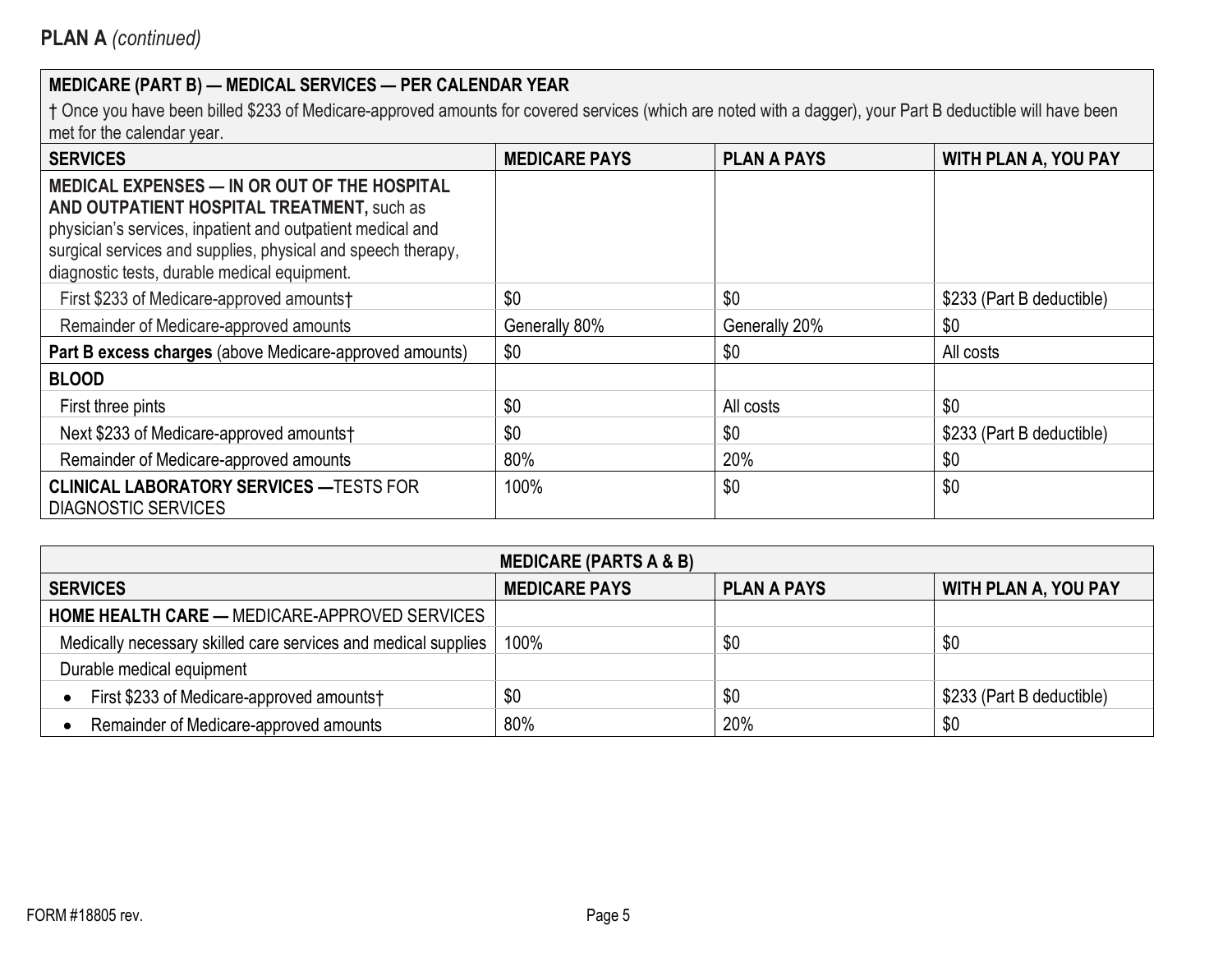## PLAN A *(continued)*

| **MEDICARE (PART B) — MEDICAL SERVICES — PER CALENDAR YEAR** † Once you have been billed $233 of Medicare-approved amounts for covered services (which are noted with a dagger), your Part B deductible will have been met for the calendar year. | | | |
|---|---|---|---|
| **SERVICES** | **MEDICARE PAYS** | **PLAN A PAYS** | **WITH PLAN A, YOU PAY** |
| **MEDICAL EXPENSES — IN OR OUT OF THE HOSPITAL AND OUTPATIENT HOSPITAL TREATMENT,** such as physician's services, inpatient and outpatient medical and surgical services and supplies, physical and speech therapy, diagnostic tests, durable medical equipment. | | | |
| First $233 of Medicare-approved amounts† | $0 | $0 | $233 (Part B deductible) |
| Remainder of Medicare-approved amounts | Generally 80% | Generally 20% | $0 |
| **Part B excess charges** (above Medicare-approved amounts) | $0 | $0 | All costs |
| **BLOOD** | | | |
| First three pints | $0 | All costs | $0 |
| Next $233 of Medicare-approved amounts† | $0 | $0 | $233 (Part B deductible) |
| Remainder of Medicare-approved amounts | 80% | 20% | $0 |
| **CLINICAL LABORATORY SERVICES —**TESTS FOR DIAGNOSTIC SERVICES | 100% | $0 | $0 |

| **MEDICARE (PARTS A & B)** | | | |
|---|---|---|---|
| **SERVICES** | **MEDICARE PAYS** | **PLAN A PAYS** | **WITH PLAN A, YOU PAY** |
| **HOME HEALTH CARE —** MEDICARE-APPROVED SERVICES | | | |
| Medically necessary skilled care services and medical supplies | 100% | $0 | $0 |
| Durable medical equipment | | | |
| • First $233 of Medicare-approved amounts† | $0 | $0 | $233 (Part B deductible) |
| • Remainder of Medicare-approved amounts | 80% | 20% | $0 |

FORM #18805 rev.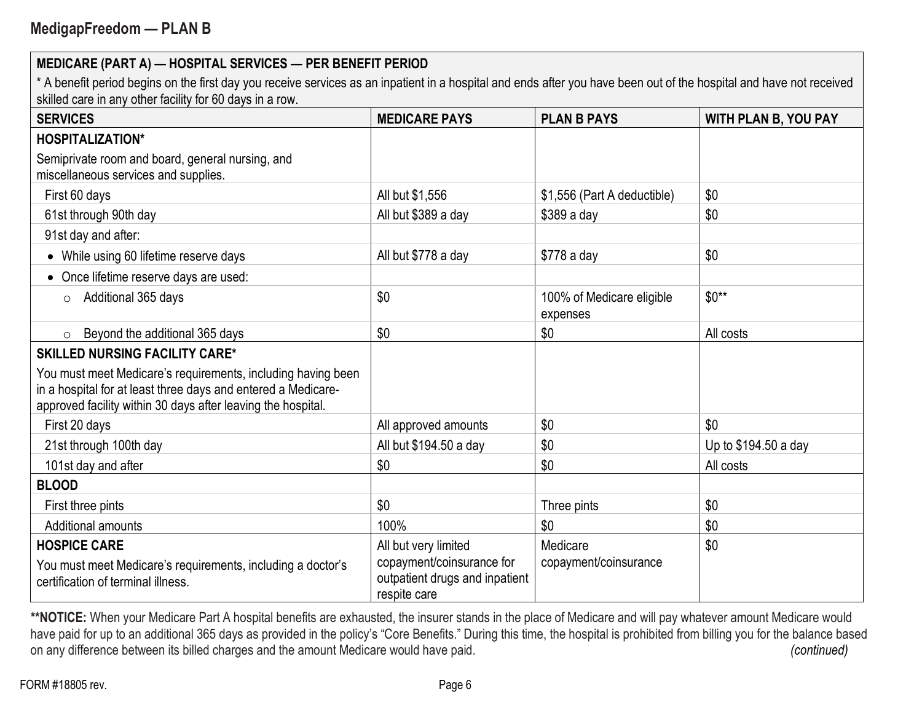## MedigapFreedom — PLAN B

| MEDICARE (PART A) — HOSPITAL SERVICES — PER BENEFIT PERIOD<br>* A benefit period begins on the first day you receive services as an inpatient in a hospital and ends after you have been out of the hospital and have not received skilled care in any other facility for 60 days in a row. | | | |
|---|---|---|---|
| **SERVICES** | **MEDICARE PAYS** | **PLAN B PAYS** | **WITH PLAN B, YOU PAY** |
| **HOSPITALIZATION***<br>Semiprivate room and board, general nursing, and miscellaneous services and supplies. | | | |
| First 60 days | All but $1,556 | $1,556 (Part A deductible) | $0 |
| 61st through 90th day | All but $389 a day | $389 a day | $0 |
| 91st day and after: | | | |
| • While using 60 lifetime reserve days | All but $778 a day | $778 a day | $0 |
| • Once lifetime reserve days are used: | | | |
| ○ Additional 365 days | $0 | 100% of Medicare eligible expenses | $0** |
| ○ Beyond the additional 365 days | $0 | $0 | All costs |
| **SKILLED NURSING FACILITY CARE***<br>You must meet Medicare's requirements, including having been in a hospital for at least three days and entered a Medicare-approved facility within 30 days after leaving the hospital. | | | |
| First 20 days | All approved amounts | $0 | $0 |
| 21st through 100th day | All but $194.50 a day | $0 | Up to $194.50 a day |
| 101st day and after | $0 | $0 | All costs |
| **BLOOD** | | | |
| First three pints | $0 | Three pints | $0 |
| Additional amounts | 100% | $0 | $0 |
| **HOSPICE CARE**<br>You must meet Medicare's requirements, including a doctor's certification of terminal illness. | All but very limited copayment/coinsurance for outpatient drugs and inpatient respite care | Medicare copayment/coinsurance | $0 |

****NOTICE:** When your Medicare Part A hospital benefits are exhausted, the insurer stands in the place of Medicare and will pay whatever amount Medicare would have paid for up to an additional 365 days as provided in the policy's "Core Benefits." During this time, the hospital is prohibited from billing you for the balance based on any difference between its billed charges and the amount Medicare would have paid.

*(continued)*

FORM #18805 rev.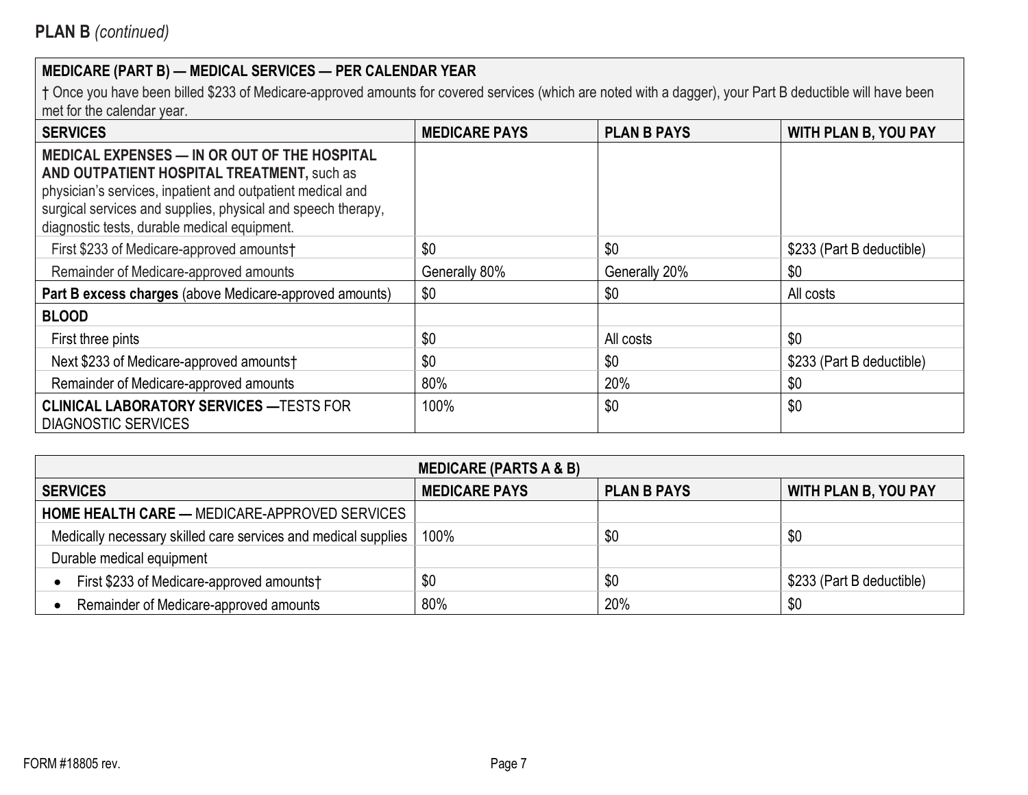## PLAN B *(continued)*

| MEDICARE (PART B) — MEDICAL SERVICES — PER CALENDAR YEAR<br>† Once you have been billed $233 of Medicare-approved amounts for covered services (which are noted with a dagger), your Part B deductible will have been met for the calendar year. | | | |
|---|---|---|---|
| **SERVICES** | **MEDICARE PAYS** | **PLAN B PAYS** | **WITH PLAN B, YOU PAY** |
| **MEDICAL EXPENSES — IN OR OUT OF THE HOSPITAL AND OUTPATIENT HOSPITAL TREATMENT,** such as physician's services, inpatient and outpatient medical and surgical services and supplies, physical and speech therapy, diagnostic tests, durable medical equipment. | | | |
| First $233 of Medicare-approved amounts† | $0 | $0 | $233 (Part B deductible) |
| Remainder of Medicare-approved amounts | Generally 80% | Generally 20% | $0 |
| **Part B excess charges** (above Medicare-approved amounts) | $0 | $0 | All costs |
| **BLOOD** | | | |
| First three pints | $0 | All costs | $0 |
| Next $233 of Medicare-approved amounts† | $0 | $0 | $233 (Part B deductible) |
| Remainder of Medicare-approved amounts | 80% | 20% | $0 |
| **CLINICAL LABORATORY SERVICES —**TESTS FOR DIAGNOSTIC SERVICES | 100% | $0 | $0 |

| MEDICARE (PARTS A & B) | | | |
|---|---|---|---|
| **SERVICES** | **MEDICARE PAYS** | **PLAN B PAYS** | **WITH PLAN B, YOU PAY** |
| **HOME HEALTH CARE —** MEDICARE-APPROVED SERVICES | | | |
| Medically necessary skilled care services and medical supplies | 100% | $0 | $0 |
| Durable medical equipment | | | |
| • First $233 of Medicare-approved amounts† | $0 | $0 | $233 (Part B deductible) |
| • Remainder of Medicare-approved amounts | 80% | 20% | $0 |

FORM #18805 rev.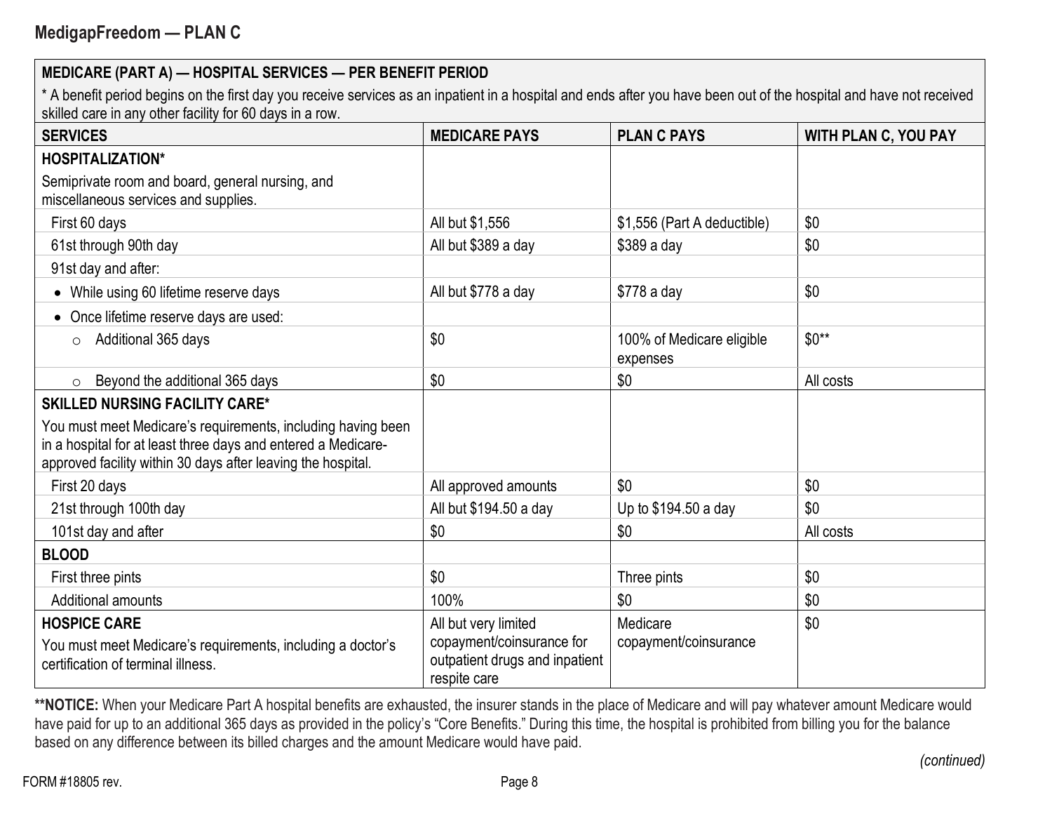## MedigapFreedom — PLAN C

| **MEDICARE (PART A) — HOSPITAL SERVICES — PER BENEFIT PERIOD**<br>* A benefit period begins on the first day you receive services as an inpatient in a hospital and ends after you have been out of the hospital and have not received skilled care in any other facility for 60 days in a row. | | | |
|---|---|---|---|
| **SERVICES** | **MEDICARE PAYS** | **PLAN C PAYS** | **WITH PLAN C, YOU PAY** |
| **HOSPITALIZATION***<br>Semiprivate room and board, general nursing, and miscellaneous services and supplies. | | | |
| First 60 days | All but $1,556 | $1,556 (Part A deductible) | $0 |
| 61st through 90th day | All but $389 a day | $389 a day | $0 |
| 91st day and after: | | | |
| • While using 60 lifetime reserve days | All but $778 a day | $778 a day | $0 |
| • Once lifetime reserve days are used: | | | |
| ○ Additional 365 days | $0 | 100% of Medicare eligible expenses | $0** |
| ○ Beyond the additional 365 days | $0 | $0 | All costs |
| **SKILLED NURSING FACILITY CARE***<br>You must meet Medicare's requirements, including having been in a hospital for at least three days and entered a Medicare-approved facility within 30 days after leaving the hospital. | | | |
| First 20 days | All approved amounts | $0 | $0 |
| 21st through 100th day | All but $194.50 a day | Up to $194.50 a day | $0 |
| 101st day and after | $0 | $0 | All costs |
| **BLOOD** | | | |
| First three pints | $0 | Three pints | $0 |
| Additional amounts | 100% | $0 | $0 |
| **HOSPICE CARE**<br>You must meet Medicare's requirements, including a doctor's certification of terminal illness. | All but very limited copayment/coinsurance for outpatient drugs and inpatient respite care | Medicare copayment/coinsurance | $0 |

****NOTICE:** When your Medicare Part A hospital benefits are exhausted, the insurer stands in the place of Medicare and will pay whatever amount Medicare would have paid for up to an additional 365 days as provided in the policy's "Core Benefits." During this time, the hospital is prohibited from billing you for the balance based on any difference between its billed charges and the amount Medicare would have paid.

*(continued)*

FORM #18805 rev.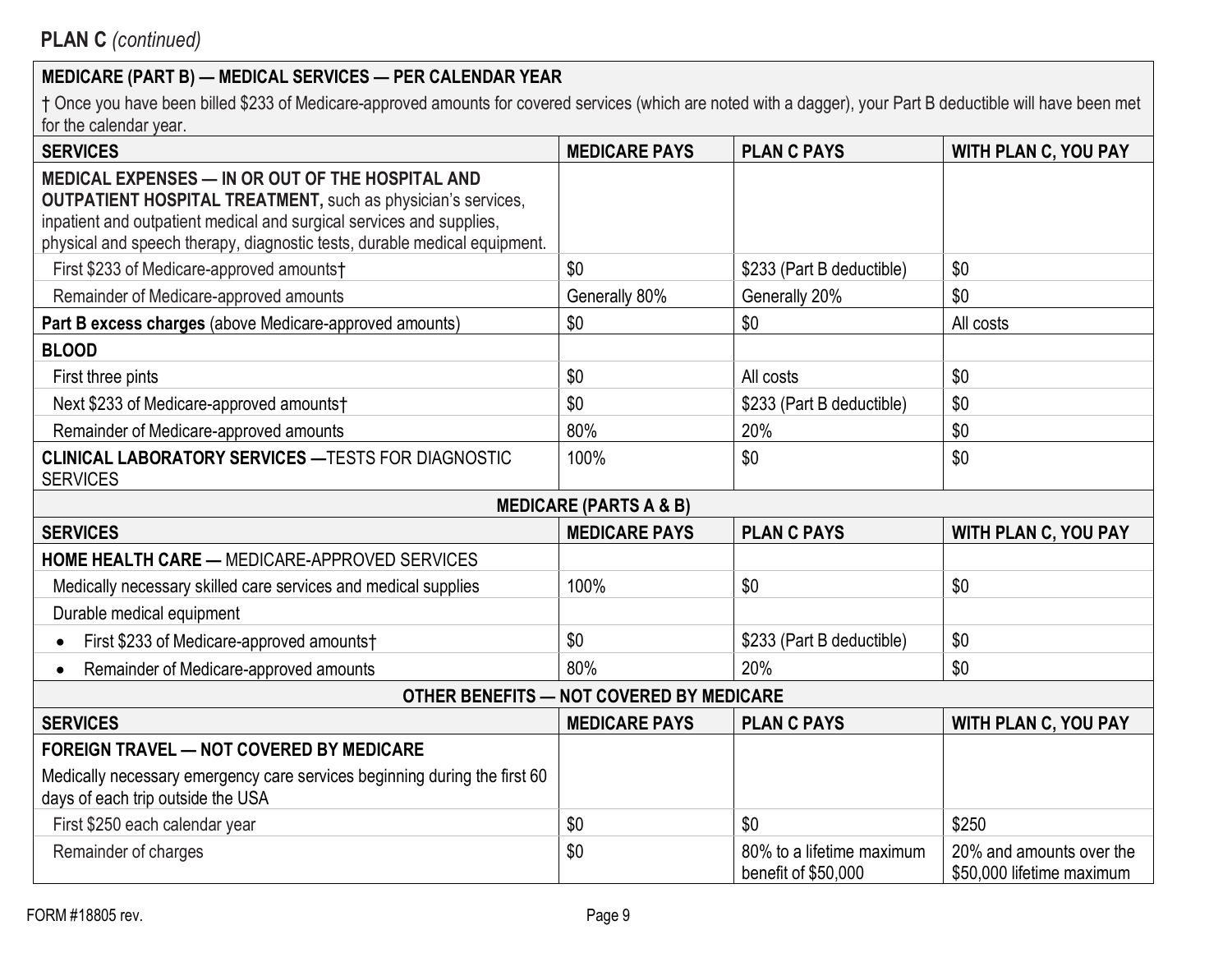## PLAN C *(continued)*

| **MEDICARE (PART B) — MEDICAL SERVICES — PER CALENDAR YEAR** | | | |
|---|---|---|---|
| † Once you have been billed $233 of Medicare-approved amounts for covered services (which are noted with a dagger), your Part B deductible will have been met for the calendar year. | | | |
| **SERVICES** | **MEDICARE PAYS** | **PLAN C PAYS** | **WITH PLAN C, YOU PAY** |
| **MEDICAL EXPENSES — IN OR OUT OF THE HOSPITAL AND OUTPATIENT HOSPITAL TREATMENT,** such as physician's services, inpatient and outpatient medical and surgical services and supplies, physical and speech therapy, diagnostic tests, durable medical equipment. | | | |
| First $233 of Medicare-approved amounts† | $0 | $233 (Part B deductible) | $0 |
| Remainder of Medicare-approved amounts | Generally 80% | Generally 20% | $0 |
| **Part B excess charges** (above Medicare-approved amounts) | $0 | $0 | All costs |
| **BLOOD** | | | |
| First three pints | $0 | All costs | $0 |
| Next $233 of Medicare-approved amounts† | $0 | $233 (Part B deductible) | $0 |
| Remainder of Medicare-approved amounts | 80% | 20% | $0 |
| **CLINICAL LABORATORY SERVICES —**TESTS FOR DIAGNOSTIC SERVICES | 100% | $0 | $0 |
| **MEDICARE (PARTS A & B)** | | | |
| **SERVICES** | **MEDICARE PAYS** | **PLAN C PAYS** | **WITH PLAN C, YOU PAY** |
| **HOME HEALTH CARE —** MEDICARE-APPROVED SERVICES | | | |
| Medically necessary skilled care services and medical supplies | 100% | $0 | $0 |
| Durable medical equipment | | | |
| • First $233 of Medicare-approved amounts† | $0 | $233 (Part B deductible) | $0 |
| • Remainder of Medicare-approved amounts | 80% | 20% | $0 |
| **OTHER BENEFITS — NOT COVERED BY MEDICARE** | | | |
| **SERVICES** | **MEDICARE PAYS** | **PLAN C PAYS** | **WITH PLAN C, YOU PAY** |
| **FOREIGN TRAVEL — NOT COVERED BY MEDICARE** Medically necessary emergency care services beginning during the first 60 days of each trip outside the USA | | | |
| First $250 each calendar year | $0 | $0 | $250 |
| Remainder of charges | $0 | 80% to a lifetime maximum benefit of $50,000 | 20% and amounts over the $50,000 lifetime maximum |

FORM #18805 rev.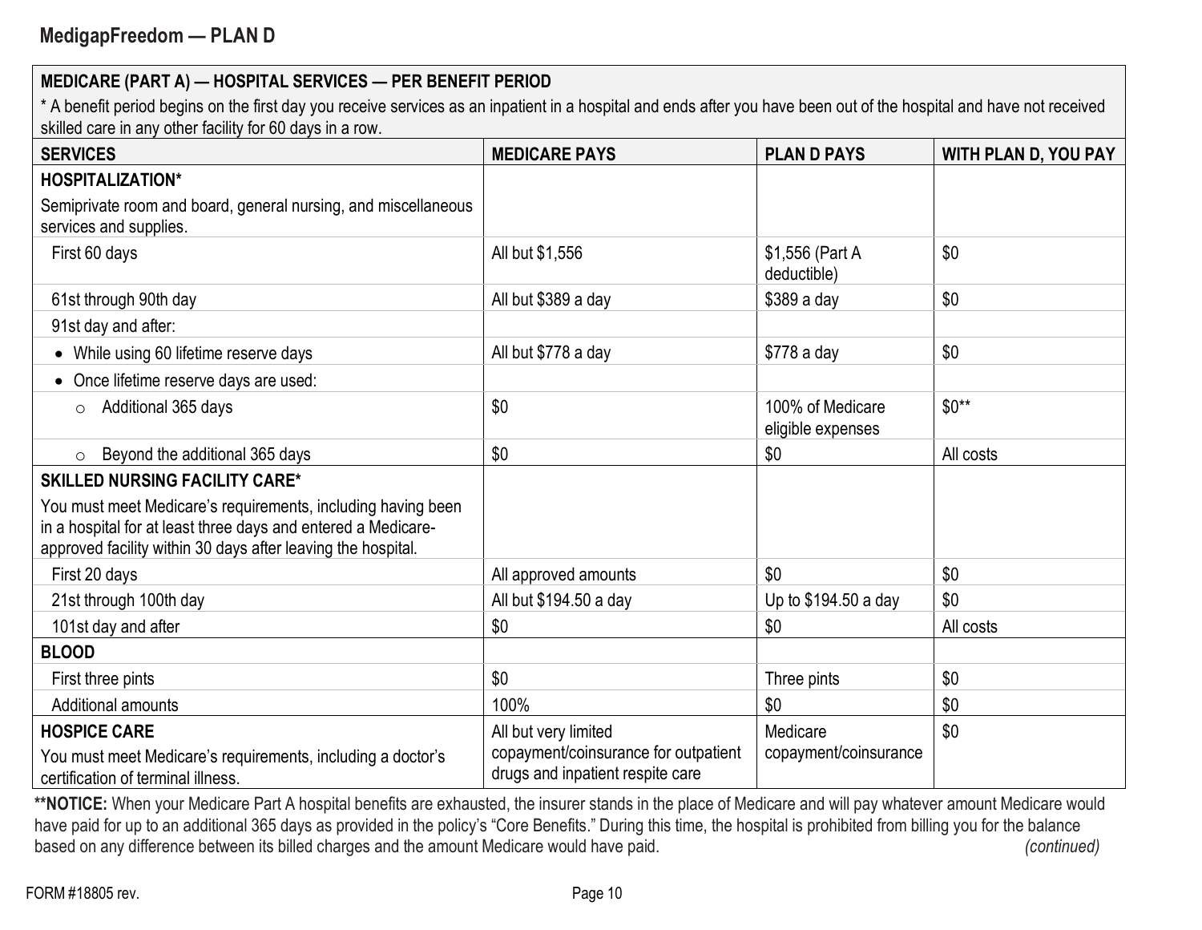## MedigapFreedom — PLAN D

| MEDICARE (PART A) — HOSPITAL SERVICES — PER BENEFIT PERIOD<br>* A benefit period begins on the first day you receive services as an inpatient in a hospital and ends after you have been out of the hospital and have not received skilled care in any other facility for 60 days in a row. | | | |
|---|---|---|---|
| **SERVICES** | **MEDICARE PAYS** | **PLAN D PAYS** | **WITH PLAN D, YOU PAY** |
| **HOSPITALIZATION***<br>Semiprivate room and board, general nursing, and miscellaneous services and supplies. | | | |
| First 60 days | All but $1,556 | $1,556 (Part A deductible) | $0 |
| 61st through 90th day | All but $389 a day | $389 a day | $0 |
| 91st day and after: | | | |
| • While using 60 lifetime reserve days | All but $778 a day | $778 a day | $0 |
| • Once lifetime reserve days are used: | | | |
| ○ Additional 365 days | $0 | 100% of Medicare eligible expenses | $0** |
| ○ Beyond the additional 365 days | $0 | $0 | All costs |
| **SKILLED NURSING FACILITY CARE***<br>You must meet Medicare's requirements, including having been in a hospital for at least three days and entered a Medicare-approved facility within 30 days after leaving the hospital. | | | |
| First 20 days | All approved amounts | $0 | $0 |
| 21st through 100th day | All but $194.50 a day | Up to $194.50 a day | $0 |
| 101st day and after | $0 | $0 | All costs |
| **BLOOD** | | | |
| First three pints | $0 | Three pints | $0 |
| Additional amounts | 100% | $0 | $0 |
| **HOSPICE CARE**<br>You must meet Medicare's requirements, including a doctor's certification of terminal illness. | All but very limited copayment/coinsurance for outpatient drugs and inpatient respite care | Medicare copayment/coinsurance | $0 |

****NOTICE:** When your Medicare Part A hospital benefits are exhausted, the insurer stands in the place of Medicare and will pay whatever amount Medicare would have paid for up to an additional 365 days as provided in the policy's "Core Benefits." During this time, the hospital is prohibited from billing you for the balance based on any difference between its billed charges and the amount Medicare would have paid. *(continued)*

FORM #18805 rev.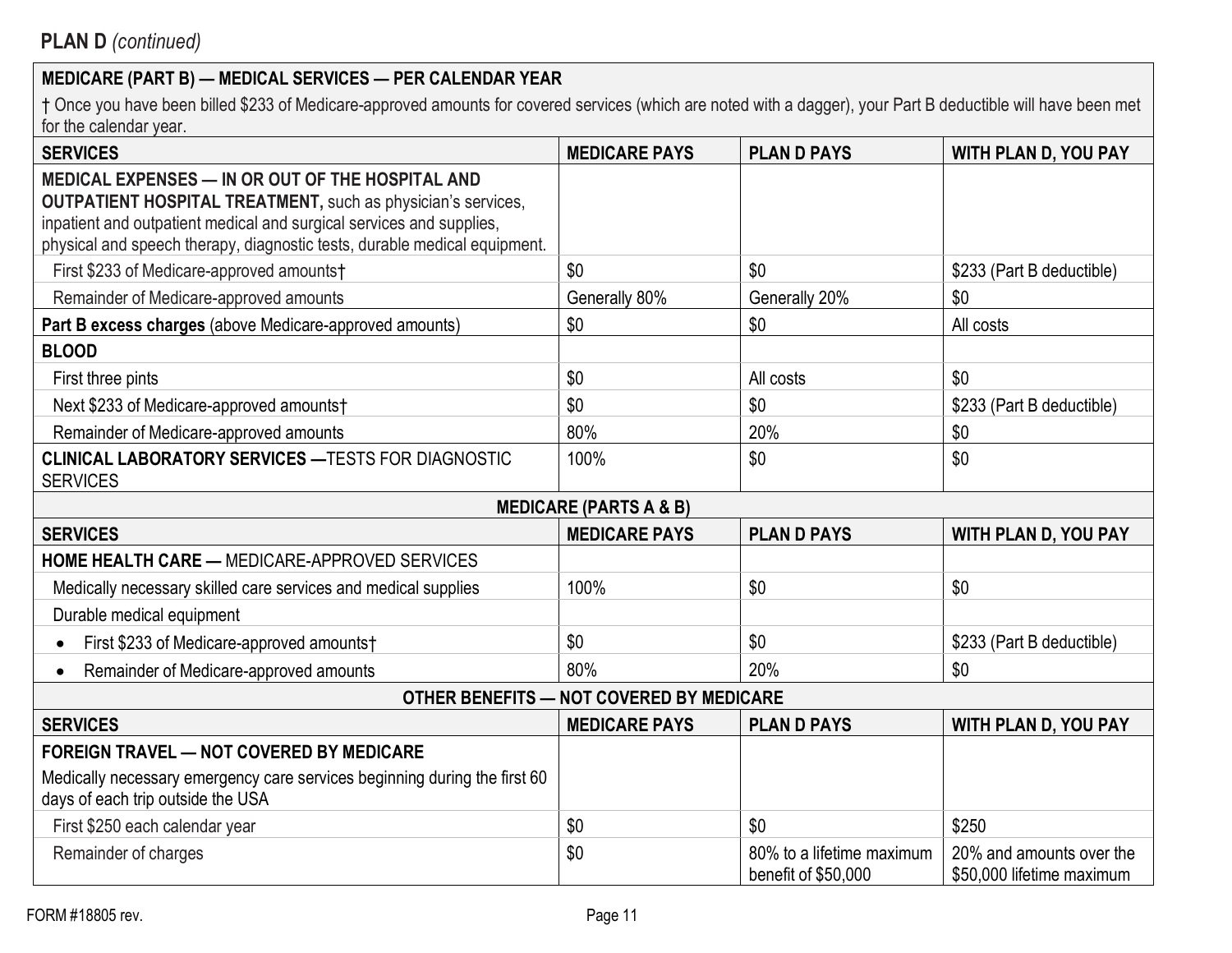**PLAN D** *(continued)*

| **MEDICARE (PART B) — MEDICAL SERVICES — PER CALENDAR YEAR**<br>† Once you have been billed $233 of Medicare-approved amounts for covered services (which are noted with a dagger), your Part B deductible will have been met for the calendar year. | | | |
|---|---|---|---|
| **SERVICES** | **MEDICARE PAYS** | **PLAN D PAYS** | **WITH PLAN D, YOU PAY** |
| **MEDICAL EXPENSES — IN OR OUT OF THE HOSPITAL AND OUTPATIENT HOSPITAL TREATMENT,** such as physician's services, inpatient and outpatient medical and surgical services and supplies, physical and speech therapy, diagnostic tests, durable medical equipment. | | | |
| First $233 of Medicare-approved amounts† | $0 | $0 | $233 (Part B deductible) |
| Remainder of Medicare-approved amounts | Generally 80% | Generally 20% | $0 |
| **Part B excess charges** (above Medicare-approved amounts) | $0 | $0 | All costs |
| **BLOOD** | | | |
| First three pints | $0 | All costs | $0 |
| Next $233 of Medicare-approved amounts† | $0 | $0 | $233 (Part B deductible) |
| Remainder of Medicare-approved amounts | 80% | 20% | $0 |
| **CLINICAL LABORATORY SERVICES —**TESTS FOR DIAGNOSTIC SERVICES | 100% | $0 | $0 |

| **MEDICARE (PARTS A & B)** | | | |
|---|---|---|---|
| **SERVICES** | **MEDICARE PAYS** | **PLAN D PAYS** | **WITH PLAN D, YOU PAY** |
| **HOME HEALTH CARE —** MEDICARE-APPROVED SERVICES | | | |
| Medically necessary skilled care services and medical supplies | 100% | $0 | $0 |
| Durable medical equipment | | | |
| • First $233 of Medicare-approved amounts† | $0 | $0 | $233 (Part B deductible) |
| • Remainder of Medicare-approved amounts | 80% | 20% | $0 |

| **OTHER BENEFITS — NOT COVERED BY MEDICARE** | | | |
|---|---|---|---|
| **SERVICES** | **MEDICARE PAYS** | **PLAN D PAYS** | **WITH PLAN D, YOU PAY** |
| **FOREIGN TRAVEL — NOT COVERED BY MEDICARE**<br>Medically necessary emergency care services beginning during the first 60 days of each trip outside the USA | | | |
| First $250 each calendar year | $0 | $0 | $250 |
| Remainder of charges | $0 | 80% to a lifetime maximum benefit of $50,000 | 20% and amounts over the $50,000 lifetime maximum |

FORM #18805 rev.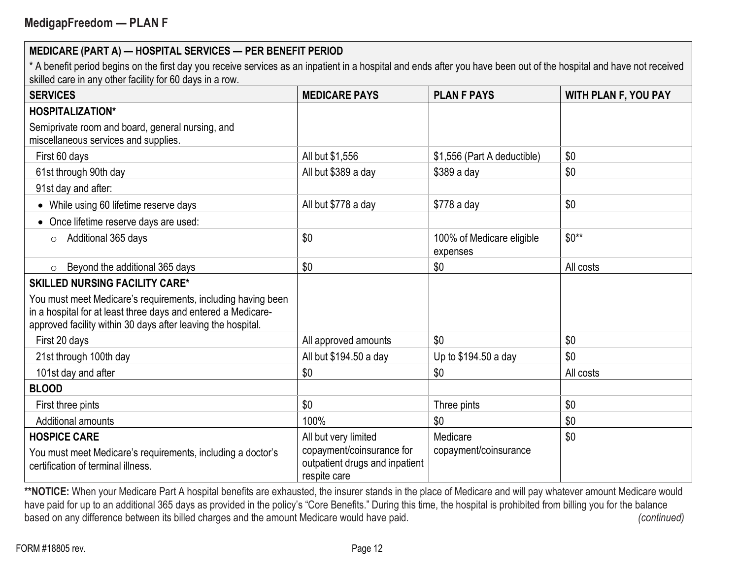## MedigapFreedom — PLAN F

| MEDICARE (PART A) — HOSPITAL SERVICES — PER BENEFIT PERIOD<br>* A benefit period begins on the first day you receive services as an inpatient in a hospital and ends after you have been out of the hospital and have not received skilled care in any other facility for 60 days in a row. | | | |
|---|---|---|---|
| **SERVICES** | **MEDICARE PAYS** | **PLAN F PAYS** | **WITH PLAN F, YOU PAY** |
| **HOSPITALIZATION***<br>Semiprivate room and board, general nursing, and miscellaneous services and supplies. | | | |
| First 60 days | All but $1,556 | $1,556 (Part A deductible) | $0 |
| 61st through 90th day | All but $389 a day | $389 a day | $0 |
| 91st day and after: | | | |
| • While using 60 lifetime reserve days | All but $778 a day | $778 a day | $0 |
| • Once lifetime reserve days are used: | | | |
| ○ Additional 365 days | $0 | 100% of Medicare eligible expenses | $0** |
| ○ Beyond the additional 365 days | $0 | $0 | All costs |
| **SKILLED NURSING FACILITY CARE***<br>You must meet Medicare's requirements, including having been in a hospital for at least three days and entered a Medicare-approved facility within 30 days after leaving the hospital. | | | |
| First 20 days | All approved amounts | $0 | $0 |
| 21st through 100th day | All but $194.50 a day | Up to $194.50 a day | $0 |
| 101st day and after | $0 | $0 | All costs |
| **BLOOD** | | | |
| First three pints | $0 | Three pints | $0 |
| Additional amounts | 100% | $0 | $0 |
| **HOSPICE CARE**<br>You must meet Medicare's requirements, including a doctor's certification of terminal illness. | All but very limited copayment/coinsurance for outpatient drugs and inpatient respite care | Medicare copayment/coinsurance | $0 |

****NOTICE:** When your Medicare Part A hospital benefits are exhausted, the insurer stands in the place of Medicare and will pay whatever amount Medicare would have paid for up to an additional 365 days as provided in the policy's "Core Benefits." During this time, the hospital is prohibited from billing you for the balance based on any difference between its billed charges and the amount Medicare would have paid.

*(continued)*

FORM #18805 rev.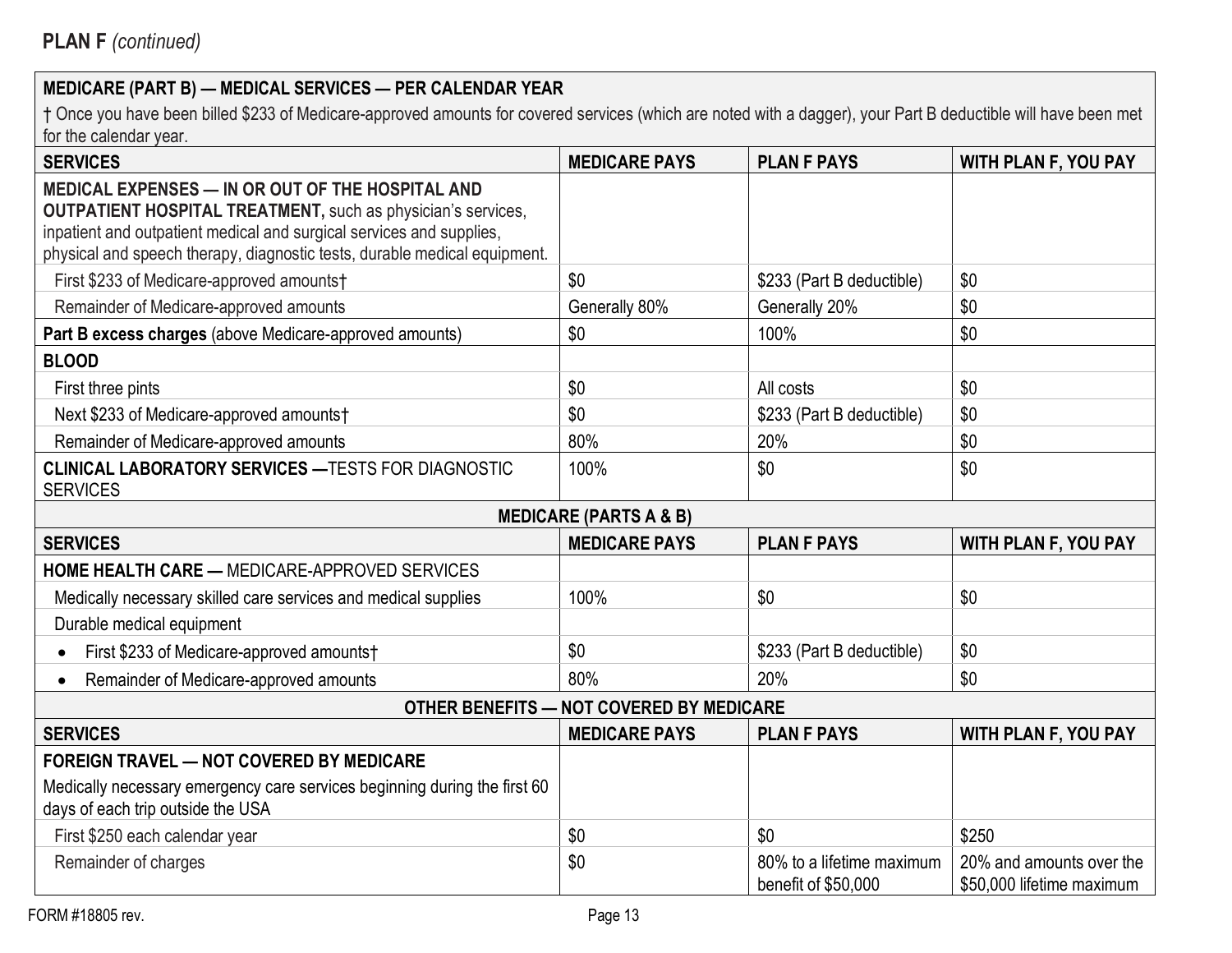**PLAN F** *(continued)*

| MEDICARE (PART B) — MEDICAL SERVICES — PER CALENDAR YEAR | | | |
|---|---|---|---|
| † Once you have been billed $233 of Medicare-approved amounts for covered services (which are noted with a dagger), your Part B deductible will have been met for the calendar year. | | | |
| **SERVICES** | **MEDICARE PAYS** | **PLAN F PAYS** | **WITH PLAN F, YOU PAY** |
| **MEDICAL EXPENSES — IN OR OUT OF THE HOSPITAL AND OUTPATIENT HOSPITAL TREATMENT,** such as physician's services, inpatient and outpatient medical and surgical services and supplies, physical and speech therapy, diagnostic tests, durable medical equipment. | | | |
| First $233 of Medicare-approved amounts† | $0 | $233 (Part B deductible) | $0 |
| Remainder of Medicare-approved amounts | Generally 80% | Generally 20% | $0 |
| **Part B excess charges** (above Medicare-approved amounts) | $0 | 100% | $0 |
| **BLOOD** | | | |
| First three pints | $0 | All costs | $0 |
| Next $233 of Medicare-approved amounts† | $0 | $233 (Part B deductible) | $0 |
| Remainder of Medicare-approved amounts | 80% | 20% | $0 |
| **CLINICAL LABORATORY SERVICES —**TESTS FOR DIAGNOSTIC SERVICES | 100% | $0 | $0 |

| MEDICARE (PARTS A & B) | | | |
|---|---|---|---|
| **SERVICES** | **MEDICARE PAYS** | **PLAN F PAYS** | **WITH PLAN F, YOU PAY** |
| **HOME HEALTH CARE —** MEDICARE-APPROVED SERVICES | | | |
| Medically necessary skilled care services and medical supplies | 100% | $0 | $0 |
| Durable medical equipment | | | |
| • First $233 of Medicare-approved amounts† | $0 | $233 (Part B deductible) | $0 |
| • Remainder of Medicare-approved amounts | 80% | 20% | $0 |

| OTHER BENEFITS — NOT COVERED BY MEDICARE | | | |
|---|---|---|---|
| **SERVICES** | **MEDICARE PAYS** | **PLAN F PAYS** | **WITH PLAN F, YOU PAY** |
| **FOREIGN TRAVEL — NOT COVERED BY MEDICARE** Medically necessary emergency care services beginning during the first 60 days of each trip outside the USA | | | |
| First $250 each calendar year | $0 | $0 | $250 |
| Remainder of charges | $0 | 80% to a lifetime maximum benefit of $50,000 | 20% and amounts over the $50,000 lifetime maximum |

FORM #18805 rev.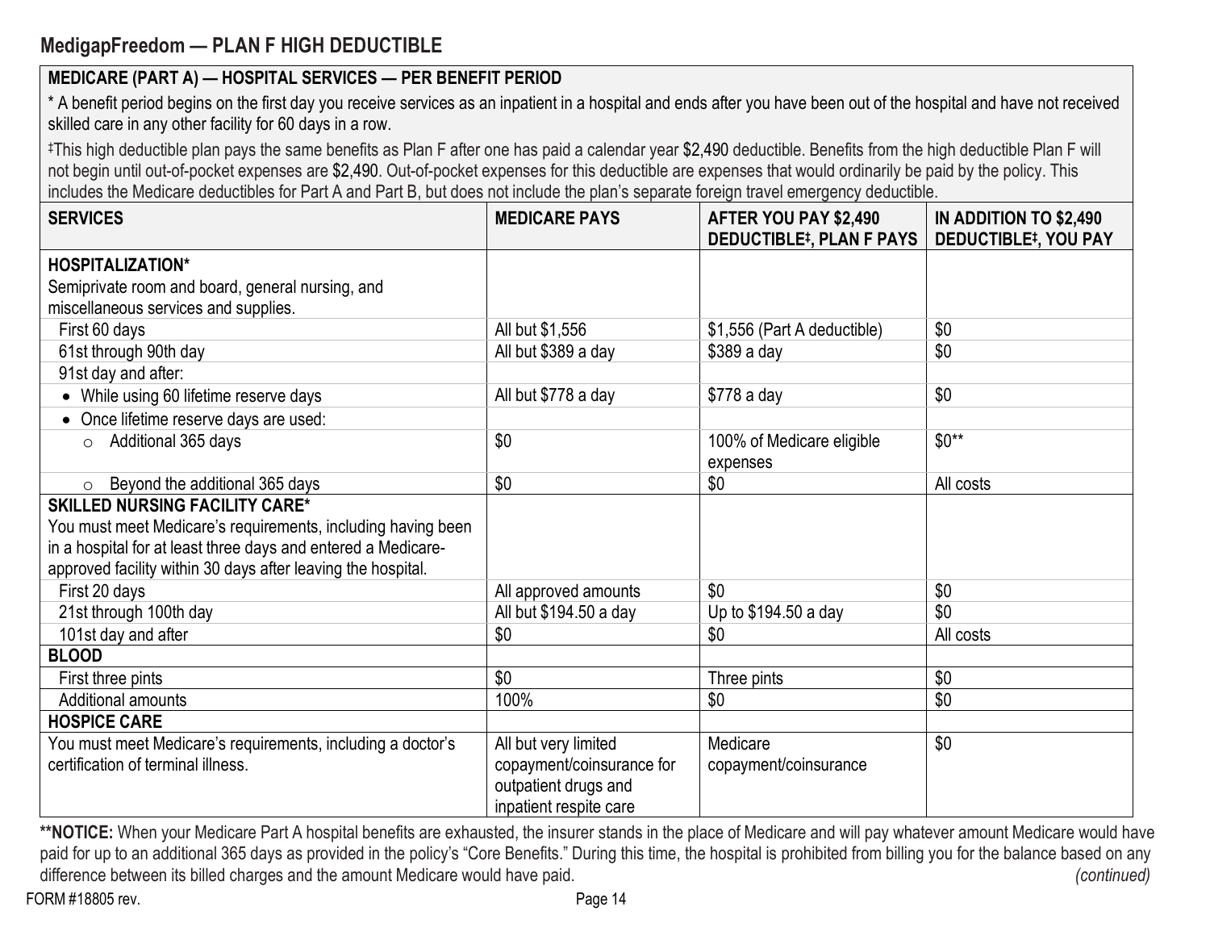## MedigapFreedom — PLAN F HIGH DEDUCTIBLE

**MEDICARE (PART A) — HOSPITAL SERVICES — PER BENEFIT PERIOD**

* A benefit period begins on the first day you receive services as an inpatient in a hospital and ends after you have been out of the hospital and have not received skilled care in any other facility for 60 days in a row.

‡This high deductible plan pays the same benefits as Plan F after one has paid a calendar year $2,490 deductible. Benefits from the high deductible Plan F will not begin until out-of-pocket expenses are $2,490. Out-of-pocket expenses for this deductible are expenses that would ordinarily be paid by the policy. This includes the Medicare deductibles for Part A and Part B, but does not include the plan's separate foreign travel emergency deductible.

| SERVICES | MEDICARE PAYS | AFTER YOU PAY $2,490 DEDUCTIBLE‡, PLAN F PAYS | IN ADDITION TO $2,490 DEDUCTIBLE‡, YOU PAY |
|---|---|---|---|
| **HOSPITALIZATION*** Semiprivate room and board, general nursing, and miscellaneous services and supplies. | | | |
| First 60 days | All but $1,556 | $1,556 (Part A deductible) | $0 |
| 61st through 90th day | All but $389 a day | $389 a day | $0 |
| 91st day and after: | | | |
| • While using 60 lifetime reserve days | All but $778 a day | $778 a day | $0 |
| • Once lifetime reserve days are used: | | | |
| ○ Additional 365 days | $0 | 100% of Medicare eligible expenses | $0** |
| ○ Beyond the additional 365 days | $0 | $0 | All costs |
| **SKILLED NURSING FACILITY CARE*** You must meet Medicare's requirements, including having been in a hospital for at least three days and entered a Medicare-approved facility within 30 days after leaving the hospital. | | | |
| First 20 days | All approved amounts | $0 | $0 |
| 21st through 100th day | All but $194.50 a day | Up to $194.50 a day | $0 |
| 101st day and after | $0 | $0 | All costs |
| **BLOOD** | | | |
| First three pints | $0 | Three pints | $0 |
| Additional amounts | 100% | $0 | $0 |
| **HOSPICE CARE** | | | |
| You must meet Medicare's requirements, including a doctor's certification of terminal illness. | All but very limited copayment/coinsurance for outpatient drugs and inpatient respite care | Medicare copayment/coinsurance | $0 |

****NOTICE:** When your Medicare Part A hospital benefits are exhausted, the insurer stands in the place of Medicare and will pay whatever amount Medicare would have paid for up to an additional 365 days as provided in the policy's "Core Benefits." During this time, the hospital is prohibited from billing you for the balance based on any difference between its billed charges and the amount Medicare would have paid.

*(continued)*

FORM #18805 rev.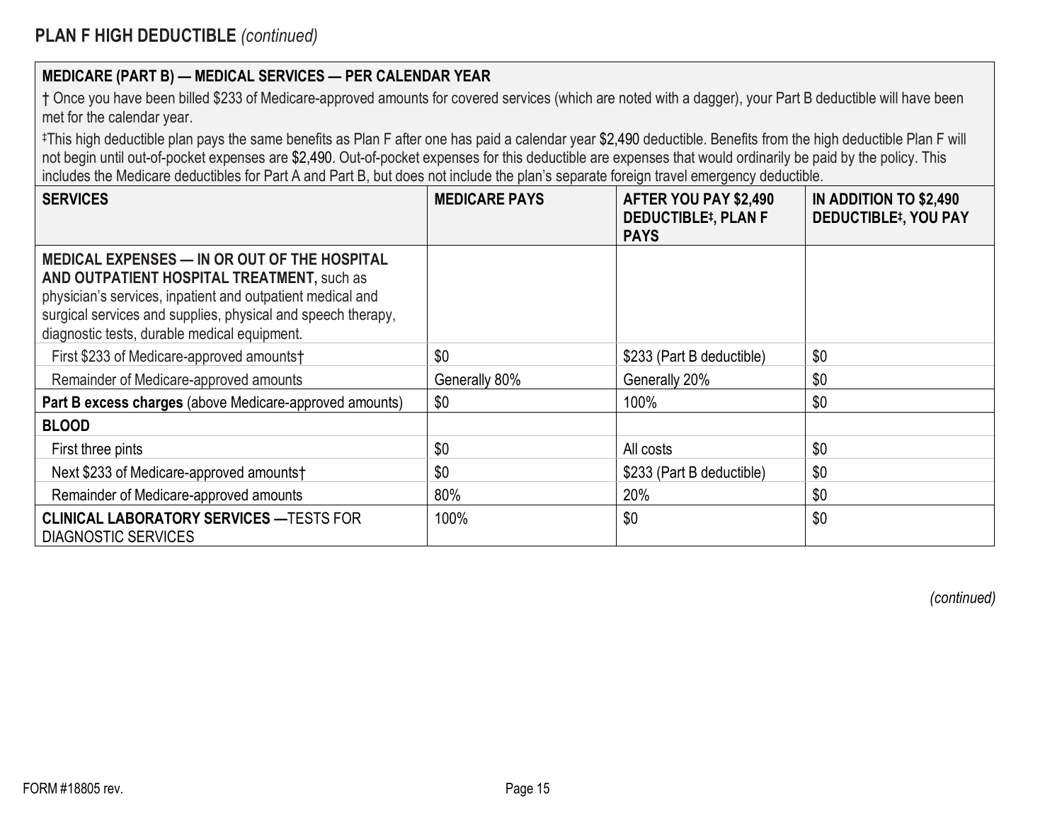## PLAN F HIGH DEDUCTIBLE *(continued)*

**MEDICARE (PART B) — MEDICAL SERVICES — PER CALENDAR YEAR**

† Once you have been billed $233 of Medicare-approved amounts for covered services (which are noted with a dagger), your Part B deductible will have been met for the calendar year.

‡This high deductible plan pays the same benefits as Plan F after one has paid a calendar year $2,490 deductible. Benefits from the high deductible Plan F will not begin until out-of-pocket expenses are $2,490. Out-of-pocket expenses for this deductible are expenses that would ordinarily be paid by the policy. This includes the Medicare deductibles for Part A and Part B, but does not include the plan's separate foreign travel emergency deductible.

| SERVICES | MEDICARE PAYS | AFTER YOU PAY $2,490 DEDUCTIBLE‡, PLAN F PAYS | IN ADDITION TO $2,490 DEDUCTIBLE‡, YOU PAY |
|---|---|---|---|
| **MEDICAL EXPENSES — IN OR OUT OF THE HOSPITAL AND OUTPATIENT HOSPITAL TREATMENT,** such as physician's services, inpatient and outpatient medical and surgical services and supplies, physical and speech therapy, diagnostic tests, durable medical equipment. | | | |
| First $233 of Medicare-approved amounts† | $0 | $233 (Part B deductible) | $0 |
| Remainder of Medicare-approved amounts | Generally 80% | Generally 20% | $0 |
| **Part B excess charges** (above Medicare-approved amounts) | $0 | 100% | $0 |
| **BLOOD** | | | |
| First three pints | $0 | All costs | $0 |
| Next $233 of Medicare-approved amounts† | $0 | $233 (Part B deductible) | $0 |
| Remainder of Medicare-approved amounts | 80% | 20% | $0 |
| **CLINICAL LABORATORY SERVICES —**TESTS FOR DIAGNOSTIC SERVICES | 100% | $0 | $0 |

*(continued)*

FORM #18805 rev.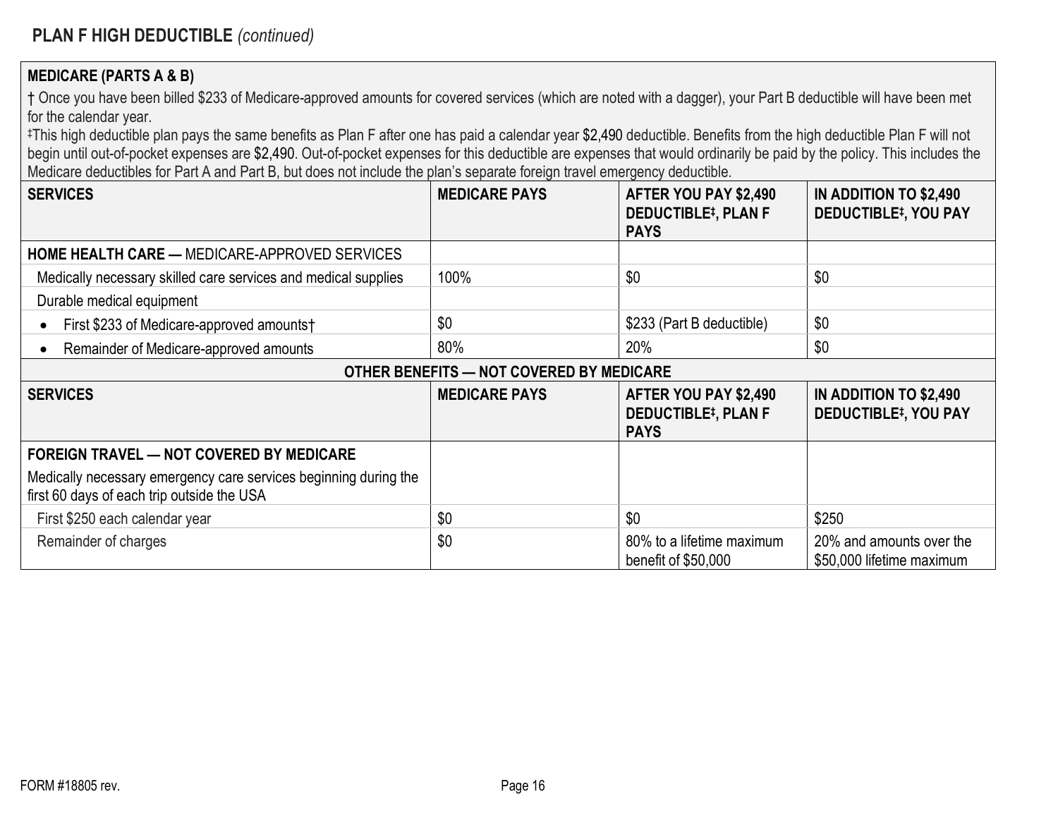## PLAN F HIGH DEDUCTIBLE *(continued)*

**MEDICARE (PARTS A & B)**

† Once you have been billed $233 of Medicare-approved amounts for covered services (which are noted with a dagger), your Part B deductible will have been met for the calendar year.

‡This high deductible plan pays the same benefits as Plan F after one has paid a calendar year $2,490 deductible. Benefits from the high deductible Plan F will not begin until out-of-pocket expenses are $2,490. Out-of-pocket expenses for this deductible are expenses that would ordinarily be paid by the policy. This includes the Medicare deductibles for Part A and Part B, but does not include the plan's separate foreign travel emergency deductible.

| SERVICES | MEDICARE PAYS | AFTER YOU PAY $2,490 DEDUCTIBLE‡, PLAN F PAYS | IN ADDITION TO $2,490 DEDUCTIBLE‡, YOU PAY |
|---|---|---|---|
| **HOME HEALTH CARE —** MEDICARE-APPROVED SERVICES | | | |
| Medically necessary skilled care services and medical supplies | 100% | $0 | $0 |
| Durable medical equipment | | | |
| • First $233 of Medicare-approved amounts† | $0 | $233 (Part B deductible) | $0 |
| • Remainder of Medicare-approved amounts | 80% | 20% | $0 |

**OTHER BENEFITS — NOT COVERED BY MEDICARE**

| SERVICES | MEDICARE PAYS | AFTER YOU PAY $2,490 DEDUCTIBLE‡, PLAN F PAYS | IN ADDITION TO $2,490 DEDUCTIBLE‡, YOU PAY |
|---|---|---|---|
| **FOREIGN TRAVEL — NOT COVERED BY MEDICARE** Medically necessary emergency care services beginning during the first 60 days of each trip outside the USA | | | |
| First $250 each calendar year | $0 | $0 | $250 |
| Remainder of charges | $0 | 80% to a lifetime maximum benefit of $50,000 | 20% and amounts over the $50,000 lifetime maximum |

FORM #18805 rev.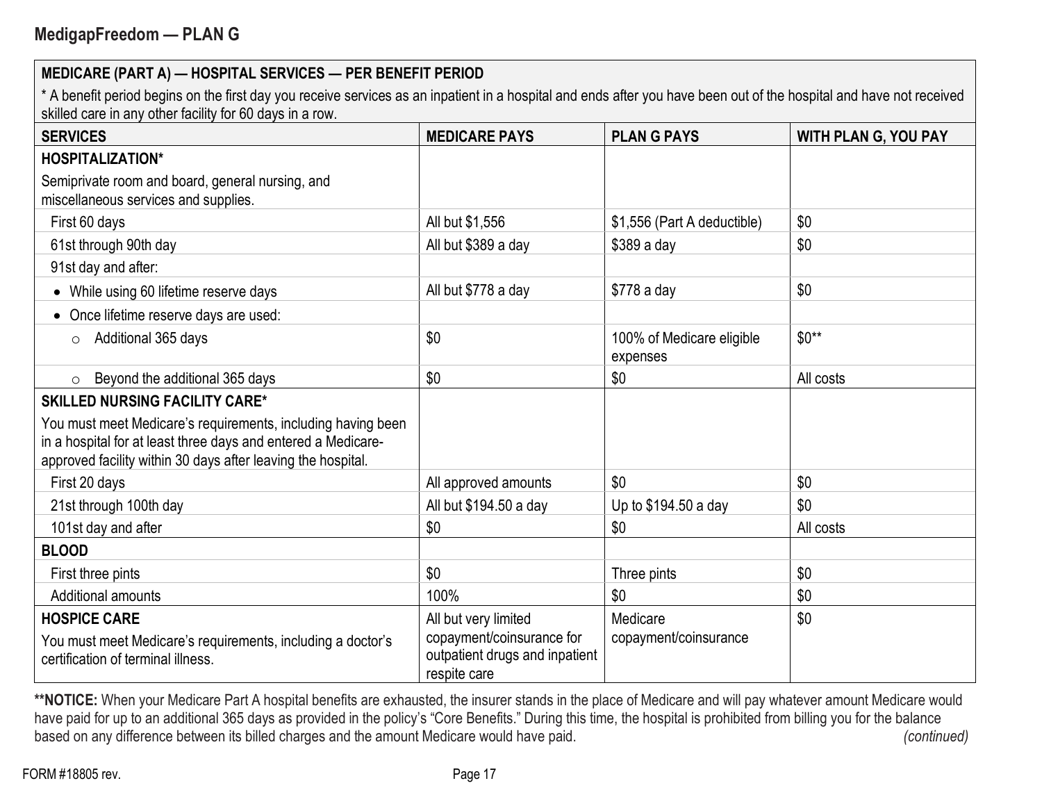## MedigapFreedom — PLAN G

| MEDICARE (PART A) — HOSPITAL SERVICES — PER BENEFIT PERIOD<br>* A benefit period begins on the first day you receive services as an inpatient in a hospital and ends after you have been out of the hospital and have not received skilled care in any other facility for 60 days in a row. | | | |
|---|---|---|---|
| **SERVICES** | **MEDICARE PAYS** | **PLAN G PAYS** | **WITH PLAN G, YOU PAY** |
| **HOSPITALIZATION***<br>Semiprivate room and board, general nursing, and miscellaneous services and supplies. | | | |
| First 60 days | All but $1,556 | $1,556 (Part A deductible) | $0 |
| 61st through 90th day | All but $389 a day | $389 a day | $0 |
| 91st day and after: | | | |
| • While using 60 lifetime reserve days | All but $778 a day | $778 a day | $0 |
| • Once lifetime reserve days are used: | | | |
| ○ Additional 365 days | $0 | 100% of Medicare eligible expenses | $0** |
| ○ Beyond the additional 365 days | $0 | $0 | All costs |
| **SKILLED NURSING FACILITY CARE***<br>You must meet Medicare's requirements, including having been in a hospital for at least three days and entered a Medicare-approved facility within 30 days after leaving the hospital. | | | |
| First 20 days | All approved amounts | $0 | $0 |
| 21st through 100th day | All but $194.50 a day | Up to $194.50 a day | $0 |
| 101st day and after | $0 | $0 | All costs |
| **BLOOD** | | | |
| First three pints | $0 | Three pints | $0 |
| Additional amounts | 100% | $0 | $0 |
| **HOSPICE CARE**<br>You must meet Medicare's requirements, including a doctor's certification of terminal illness. | All but very limited copayment/coinsurance for outpatient drugs and inpatient respite care | Medicare copayment/coinsurance | $0 |

****NOTICE:** When your Medicare Part A hospital benefits are exhausted, the insurer stands in the place of Medicare and will pay whatever amount Medicare would have paid for up to an additional 365 days as provided in the policy's "Core Benefits." During this time, the hospital is prohibited from billing you for the balance based on any difference between its billed charges and the amount Medicare would have paid. *(continued)*

FORM #18805 rev.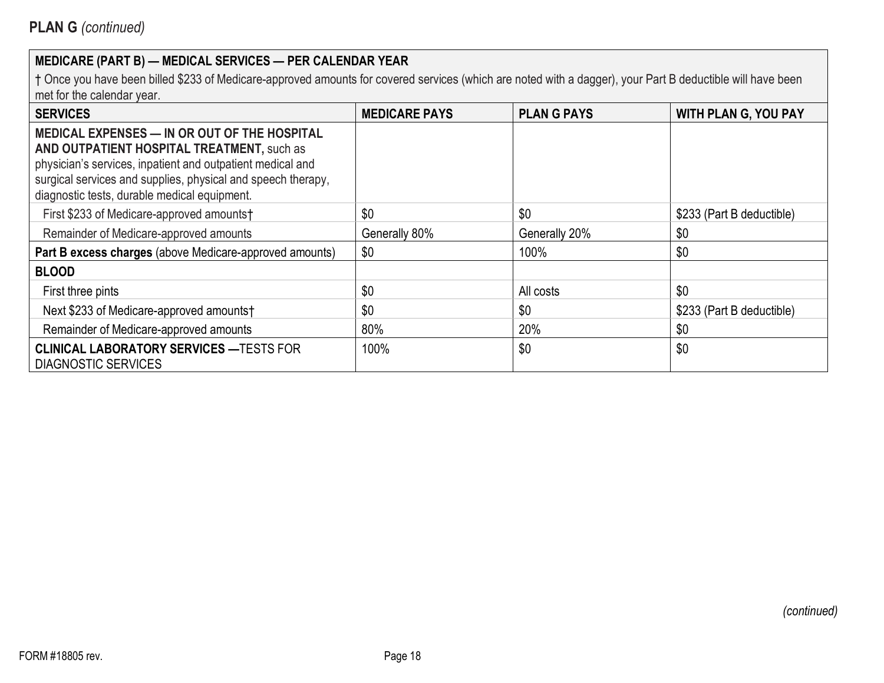## PLAN G *(continued)*

| MEDICARE (PART B) — MEDICAL SERVICES — PER CALENDAR YEAR<br>† Once you have been billed $233 of Medicare-approved amounts for covered services (which are noted with a dagger), your Part B deductible will have been met for the calendar year. | | | |
|---|---|---|---|
| **SERVICES** | **MEDICARE PAYS** | **PLAN G PAYS** | **WITH PLAN G, YOU PAY** |
| **MEDICAL EXPENSES — IN OR OUT OF THE HOSPITAL AND OUTPATIENT HOSPITAL TREATMENT,** such as physician's services, inpatient and outpatient medical and surgical services and supplies, physical and speech therapy, diagnostic tests, durable medical equipment. | | | |
| First $233 of Medicare-approved amounts† | $0 | $0 | $233 (Part B deductible) |
| Remainder of Medicare-approved amounts | Generally 80% | Generally 20% | $0 |
| **Part B excess charges** (above Medicare-approved amounts) | $0 | 100% | $0 |
| **BLOOD** | | | |
| First three pints | $0 | All costs | $0 |
| Next $233 of Medicare-approved amounts† | $0 | $0 | $233 (Part B deductible) |
| Remainder of Medicare-approved amounts | 80% | 20% | $0 |
| **CLINICAL LABORATORY SERVICES —**TESTS FOR DIAGNOSTIC SERVICES | 100% | $0 | $0 |

*(continued)*

FORM #18805 rev.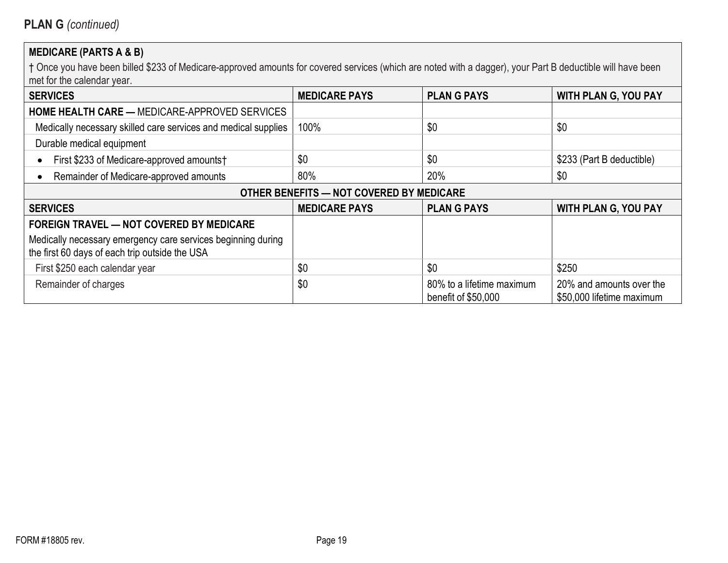## PLAN G *(continued)*

**MEDICARE (PARTS A & B)**

† Once you have been billed $233 of Medicare-approved amounts for covered services (which are noted with a dagger), your Part B deductible will have been met for the calendar year.

| SERVICES | MEDICARE PAYS | PLAN G PAYS | WITH PLAN G, YOU PAY |
|---|---|---|---|
| **HOME HEALTH CARE —** MEDICARE-APPROVED SERVICES | | | |
| Medically necessary skilled care services and medical supplies | 100% | $0 | $0 |
| Durable medical equipment | | | |
| • First $233 of Medicare-approved amounts† | $0 | $0 | $233 (Part B deductible) |
| • Remainder of Medicare-approved amounts | 80% | 20% | $0 |

**OTHER BENEFITS — NOT COVERED BY MEDICARE**

| SERVICES | MEDICARE PAYS | PLAN G PAYS | WITH PLAN G, YOU PAY |
|---|---|---|---|
| **FOREIGN TRAVEL — NOT COVERED BY MEDICARE** Medically necessary emergency care services beginning during the first 60 days of each trip outside the USA | | | |
| First $250 each calendar year | $0 | $0 | $250 |
| Remainder of charges | $0 | 80% to a lifetime maximum benefit of $50,000 | 20% and amounts over the $50,000 lifetime maximum |

FORM #18805 rev.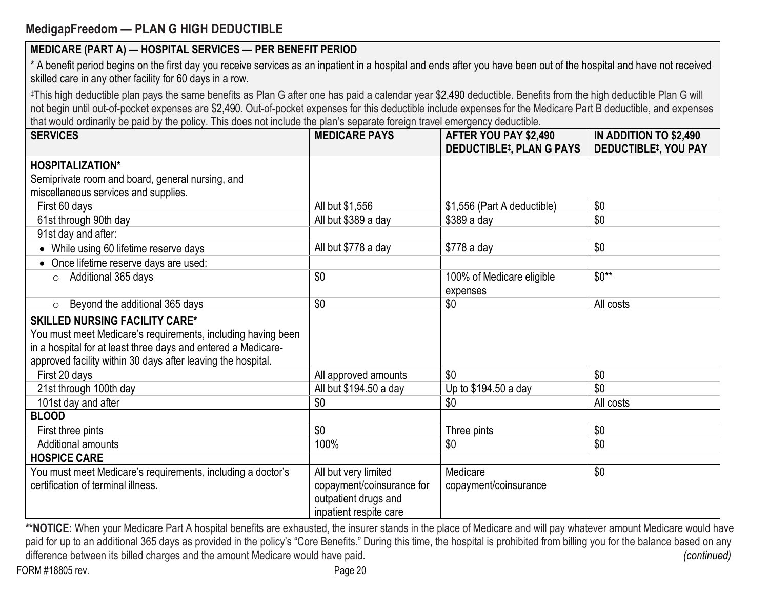## MedigapFreedom — PLAN G HIGH DEDUCTIBLE

**MEDICARE (PART A) — HOSPITAL SERVICES — PER BENEFIT PERIOD**

* A benefit period begins on the first day you receive services as an inpatient in a hospital and ends after you have been out of the hospital and have not received skilled care in any other facility for 60 days in a row.

‡This high deductible plan pays the same benefits as Plan G after one has paid a calendar year $2,490 deductible. Benefits from the high deductible Plan G will not begin until out-of-pocket expenses are $2,490. Out-of-pocket expenses for this deductible include expenses for the Medicare Part B deductible, and expenses that would ordinarily be paid by the policy. This does not include the plan's separate foreign travel emergency deductible.

| SERVICES | MEDICARE PAYS | AFTER YOU PAY $2,490 DEDUCTIBLE‡, PLAN G PAYS | IN ADDITION TO $2,490 DEDUCTIBLE‡, YOU PAY |
|---|---|---|---|
| **HOSPITALIZATION*** Semiprivate room and board, general nursing, and miscellaneous services and supplies. | | | |
| First 60 days | All but $1,556 | $1,556 (Part A deductible) | $0 |
| 61st through 90th day | All but $389 a day | $389 a day | $0 |
| 91st day and after: | | | |
| • While using 60 lifetime reserve days | All but $778 a day | $778 a day | $0 |
| • Once lifetime reserve days are used: | | | |
| ○ Additional 365 days | $0 | 100% of Medicare eligible expenses | $0** |
| ○ Beyond the additional 365 days | $0 | $0 | All costs |
| **SKILLED NURSING FACILITY CARE*** You must meet Medicare's requirements, including having been in a hospital for at least three days and entered a Medicare-approved facility within 30 days after leaving the hospital. | | | |
| First 20 days | All approved amounts | $0 | $0 |
| 21st through 100th day | All but $194.50 a day | Up to $194.50 a day | $0 |
| 101st day and after | $0 | $0 | All costs |
| **BLOOD** | | | |
| First three pints | $0 | Three pints | $0 |
| Additional amounts | 100% | $0 | $0 |
| **HOSPICE CARE** | | | |
| You must meet Medicare's requirements, including a doctor's certification of terminal illness. | All but very limited copayment/coinsurance for outpatient drugs and inpatient respite care | Medicare copayment/coinsurance | $0 |

****NOTICE:** When your Medicare Part A hospital benefits are exhausted, the insurer stands in the place of Medicare and will pay whatever amount Medicare would have paid for up to an additional 365 days as provided in the policy's "Core Benefits." During this time, the hospital is prohibited from billing you for the balance based on any difference between its billed charges and the amount Medicare would have paid.

*(continued)*

FORM #18805 rev.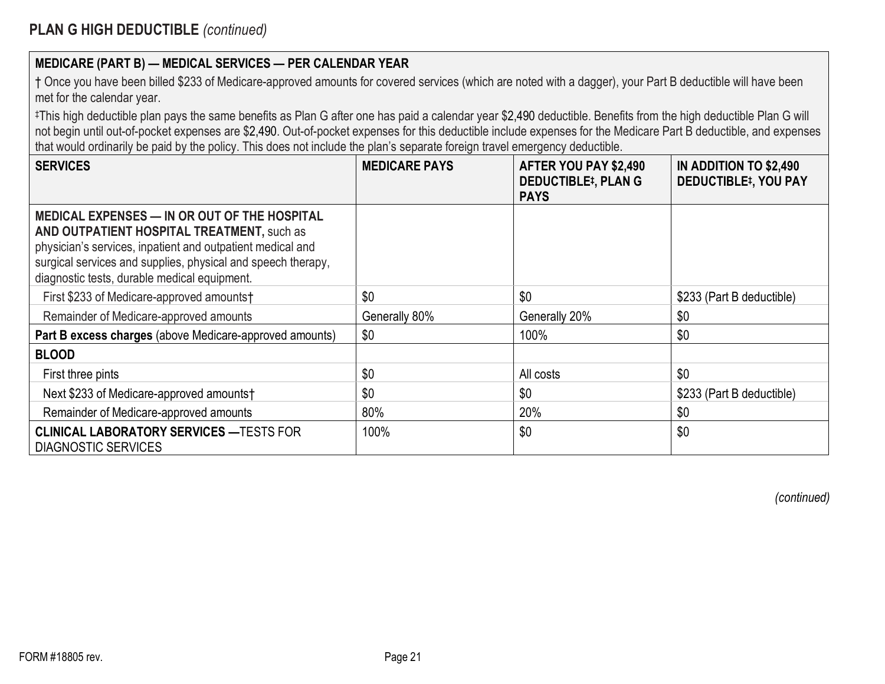## PLAN G HIGH DEDUCTIBLE *(continued)*

| **MEDICARE (PART B) — MEDICAL SERVICES — PER CALENDAR YEAR** | | | |
|---|---|---|---|
| † Once you have been billed $233 of Medicare-approved amounts for covered services (which are noted with a dagger), your Part B deductible will have been met for the calendar year. ‡This high deductible plan pays the same benefits as Plan G after one has paid a calendar year $2,490 deductible. Benefits from the high deductible Plan G will not begin until out-of-pocket expenses are $2,490. Out-of-pocket expenses for this deductible include expenses for the Medicare Part B deductible, and expenses that would ordinarily be paid by the policy. This does not include the plan's separate foreign travel emergency deductible. | | | |
| **SERVICES** | **MEDICARE PAYS** | **AFTER YOU PAY $2,490 DEDUCTIBLE‡, PLAN G PAYS** | **IN ADDITION TO $2,490 DEDUCTIBLE‡, YOU PAY** |
| **MEDICAL EXPENSES — IN OR OUT OF THE HOSPITAL AND OUTPATIENT HOSPITAL TREATMENT,** such as physician's services, inpatient and outpatient medical and surgical services and supplies, physical and speech therapy, diagnostic tests, durable medical equipment. | | | |
| First $233 of Medicare-approved amounts† | $0 | $0 | $233 (Part B deductible) |
| Remainder of Medicare-approved amounts | Generally 80% | Generally 20% | $0 |
| **Part B excess charges** (above Medicare-approved amounts) | $0 | 100% | $0 |
| **BLOOD** | | | |
| First three pints | $0 | All costs | $0 |
| Next $233 of Medicare-approved amounts† | $0 | $0 | $233 (Part B deductible) |
| Remainder of Medicare-approved amounts | 80% | 20% | $0 |
| **CLINICAL LABORATORY SERVICES —**TESTS FOR DIAGNOSTIC SERVICES | 100% | $0 | $0 |

*(continued)*

FORM #18805 rev.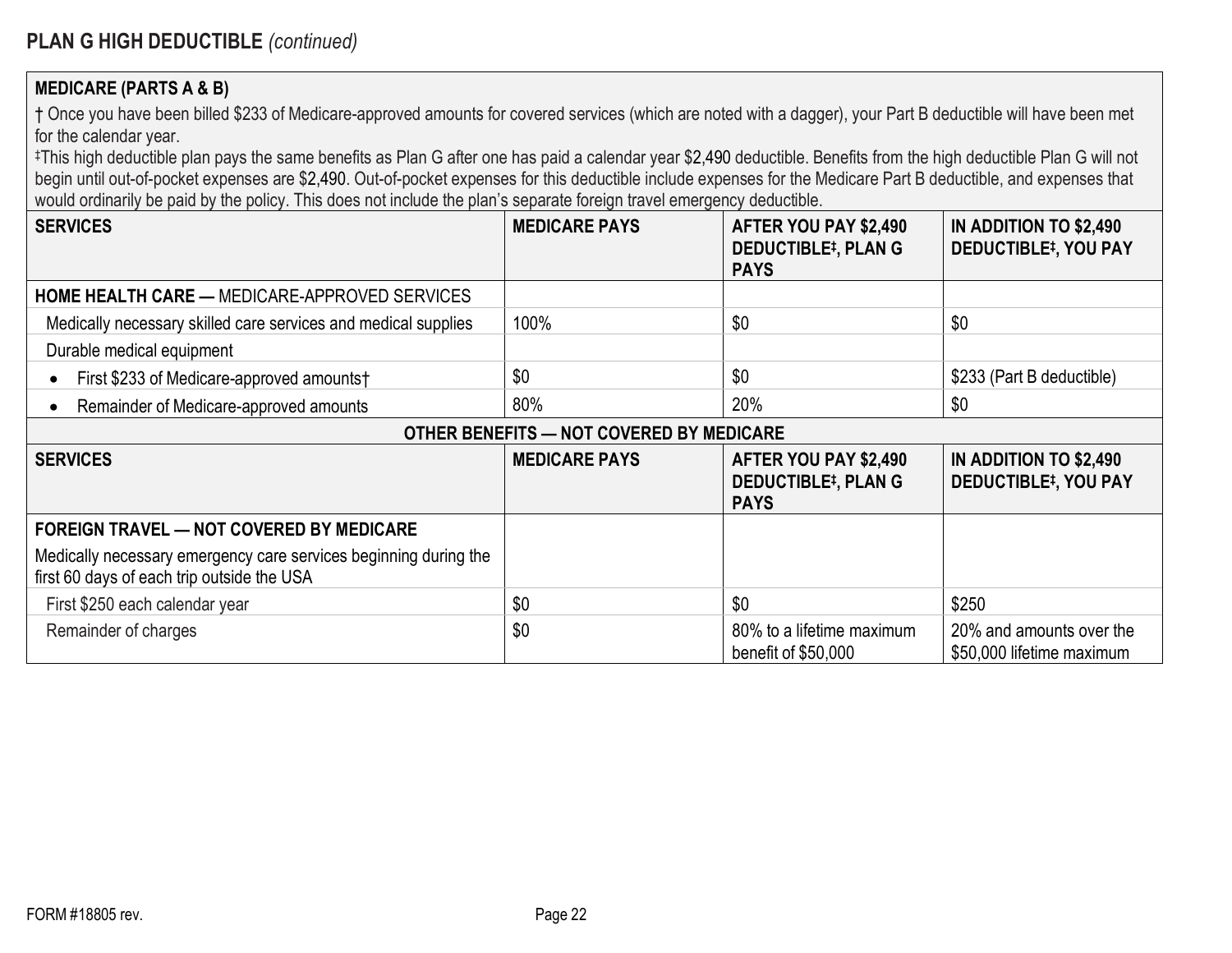## PLAN G HIGH DEDUCTIBLE *(continued)*

**MEDICARE (PARTS A & B)**

† Once you have been billed $233 of Medicare-approved amounts for covered services (which are noted with a dagger), your Part B deductible will have been met for the calendar year.

‡This high deductible plan pays the same benefits as Plan G after one has paid a calendar year $2,490 deductible. Benefits from the high deductible Plan G will not begin until out-of-pocket expenses are $2,490. Out-of-pocket expenses for this deductible include expenses for the Medicare Part B deductible, and expenses that would ordinarily be paid by the policy. This does not include the plan's separate foreign travel emergency deductible.

| SERVICES | MEDICARE PAYS | AFTER YOU PAY $2,490 DEDUCTIBLE‡, PLAN G PAYS | IN ADDITION TO $2,490 DEDUCTIBLE‡, YOU PAY |
|---|---|---|---|
| **HOME HEALTH CARE —** MEDICARE-APPROVED SERVICES | | | |
| Medically necessary skilled care services and medical supplies | 100% | $0 | $0 |
| Durable medical equipment | | | |
| • First $233 of Medicare-approved amounts† | $0 | $0 | $233 (Part B deductible) |
| • Remainder of Medicare-approved amounts | 80% | 20% | $0 |

**OTHER BENEFITS — NOT COVERED BY MEDICARE**

| SERVICES | MEDICARE PAYS | AFTER YOU PAY $2,490 DEDUCTIBLE‡, PLAN G PAYS | IN ADDITION TO $2,490 DEDUCTIBLE‡, YOU PAY |
|---|---|---|---|
| **FOREIGN TRAVEL — NOT COVERED BY MEDICARE** Medically necessary emergency care services beginning during the first 60 days of each trip outside the USA | | | |
| First $250 each calendar year | $0 | $0 | $250 |
| Remainder of charges | $0 | 80% to a lifetime maximum benefit of $50,000 | 20% and amounts over the $50,000 lifetime maximum |

FORM #18805 rev.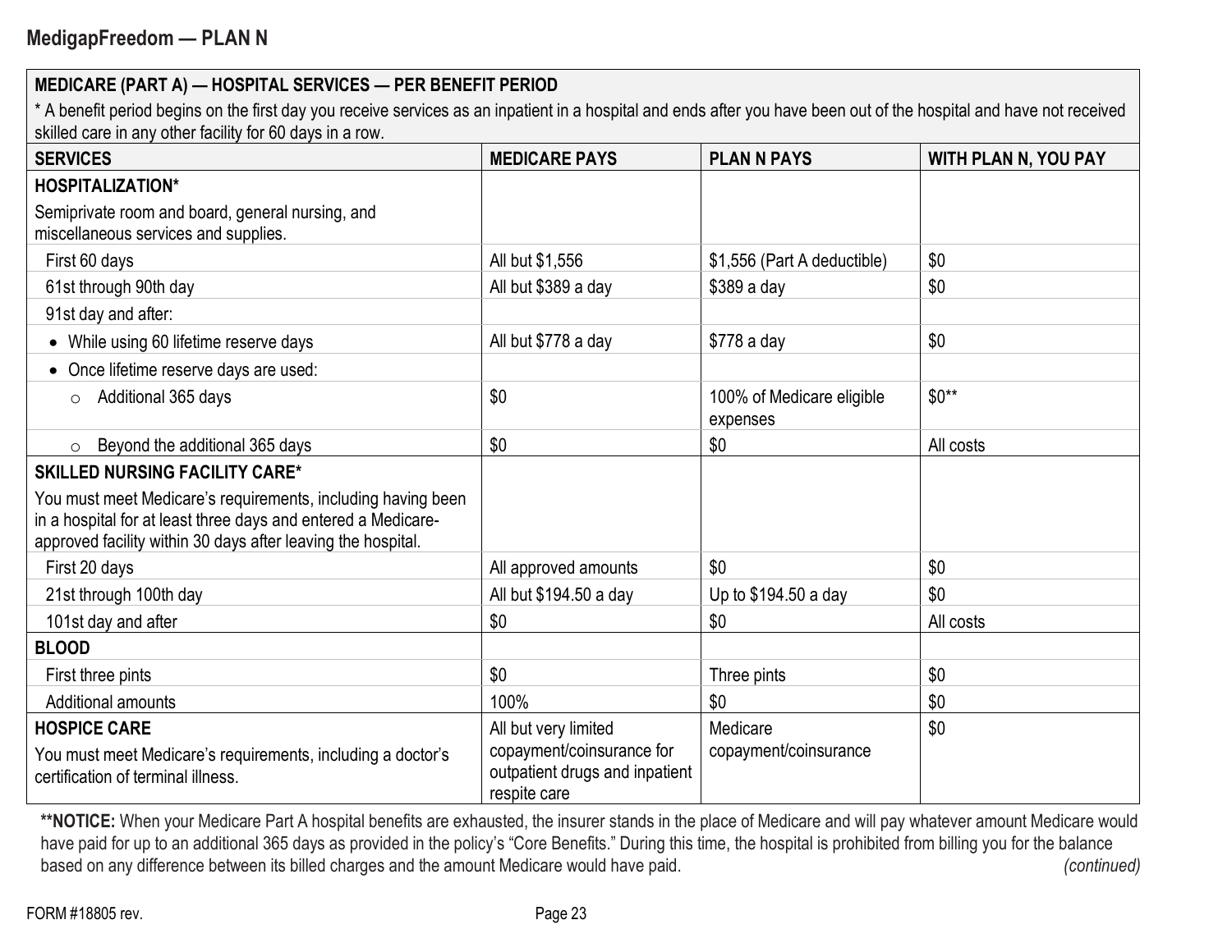## MedigapFreedom — PLAN N

| MEDICARE (PART A) — HOSPITAL SERVICES — PER BENEFIT PERIOD<br>* A benefit period begins on the first day you receive services as an inpatient in a hospital and ends after you have been out of the hospital and have not received skilled care in any other facility for 60 days in a row. | | | |
|---|---|---|---|
| **SERVICES** | **MEDICARE PAYS** | **PLAN N PAYS** | **WITH PLAN N, YOU PAY** |
| **HOSPITALIZATION***<br>Semiprivate room and board, general nursing, and miscellaneous services and supplies. | | | |
| First 60 days | All but $1,556 | $1,556 (Part A deductible) | $0 |
| 61st through 90th day | All but $389 a day | $389 a day | $0 |
| 91st day and after: | | | |
| • While using 60 lifetime reserve days | All but $778 a day | $778 a day | $0 |
| • Once lifetime reserve days are used: | | | |
| ○ Additional 365 days | $0 | 100% of Medicare eligible expenses | $0** |
| ○ Beyond the additional 365 days | $0 | $0 | All costs |
| **SKILLED NURSING FACILITY CARE***<br>You must meet Medicare's requirements, including having been in a hospital for at least three days and entered a Medicare-approved facility within 30 days after leaving the hospital. | | | |
| First 20 days | All approved amounts | $0 | $0 |
| 21st through 100th day | All but $194.50 a day | Up to $194.50 a day | $0 |
| 101st day and after | $0 | $0 | All costs |
| **BLOOD** | | | |
| First three pints | $0 | Three pints | $0 |
| Additional amounts | 100% | $0 | $0 |
| **HOSPICE CARE**<br>You must meet Medicare's requirements, including a doctor's certification of terminal illness. | All but very limited copayment/coinsurance for outpatient drugs and inpatient respite care | Medicare copayment/coinsurance | $0 |

****NOTICE:** When your Medicare Part A hospital benefits are exhausted, the insurer stands in the place of Medicare and will pay whatever amount Medicare would have paid for up to an additional 365 days as provided in the policy's "Core Benefits." During this time, the hospital is prohibited from billing you for the balance based on any difference between its billed charges and the amount Medicare would have paid.

*(continued)*

FORM #18805 rev.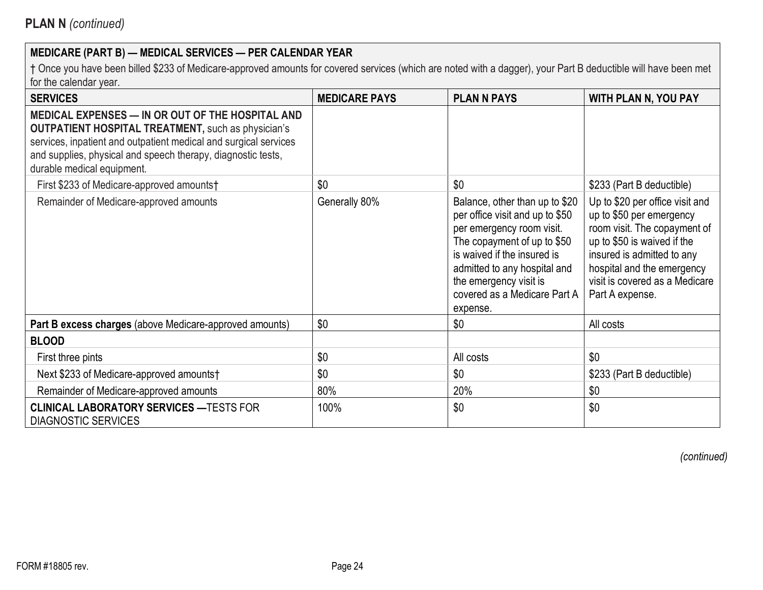**PLAN N** *(continued)*

| **MEDICARE (PART B) — MEDICAL SERVICES — PER CALENDAR YEAR**<br>† Once you have been billed $233 of Medicare-approved amounts for covered services (which are noted with a dagger), your Part B deductible will have been met for the calendar year. | | | |
|---|---|---|---|
| **SERVICES** | **MEDICARE PAYS** | **PLAN N PAYS** | **WITH PLAN N, YOU PAY** |
| **MEDICAL EXPENSES — IN OR OUT OF THE HOSPITAL AND OUTPATIENT HOSPITAL TREATMENT,** such as physician's services, inpatient and outpatient medical and surgical services and supplies, physical and speech therapy, diagnostic tests, durable medical equipment. | | | |
| First $233 of Medicare-approved amounts† | $0 | $0 | $233 (Part B deductible) |
| Remainder of Medicare-approved amounts | Generally 80% | Balance, other than up to $20 per office visit and up to $50 per emergency room visit. The copayment of up to $50 is waived if the insured is admitted to any hospital and the emergency visit is covered as a Medicare Part A expense. | Up to $20 per office visit and up to $50 per emergency room visit. The copayment of up to $50 is waived if the insured is admitted to any hospital and the emergency visit is covered as a Medicare Part A expense. |
| **Part B excess charges** (above Medicare-approved amounts) | $0 | $0 | All costs |
| **BLOOD** | | | |
| First three pints | $0 | All costs | $0 |
| Next $233 of Medicare-approved amounts† | $0 | $0 | $233 (Part B deductible) |
| Remainder of Medicare-approved amounts | 80% | 20% | $0 |
| **CLINICAL LABORATORY SERVICES —**TESTS FOR DIAGNOSTIC SERVICES | 100% | $0 | $0 |

*(continued)*

FORM #18805 rev.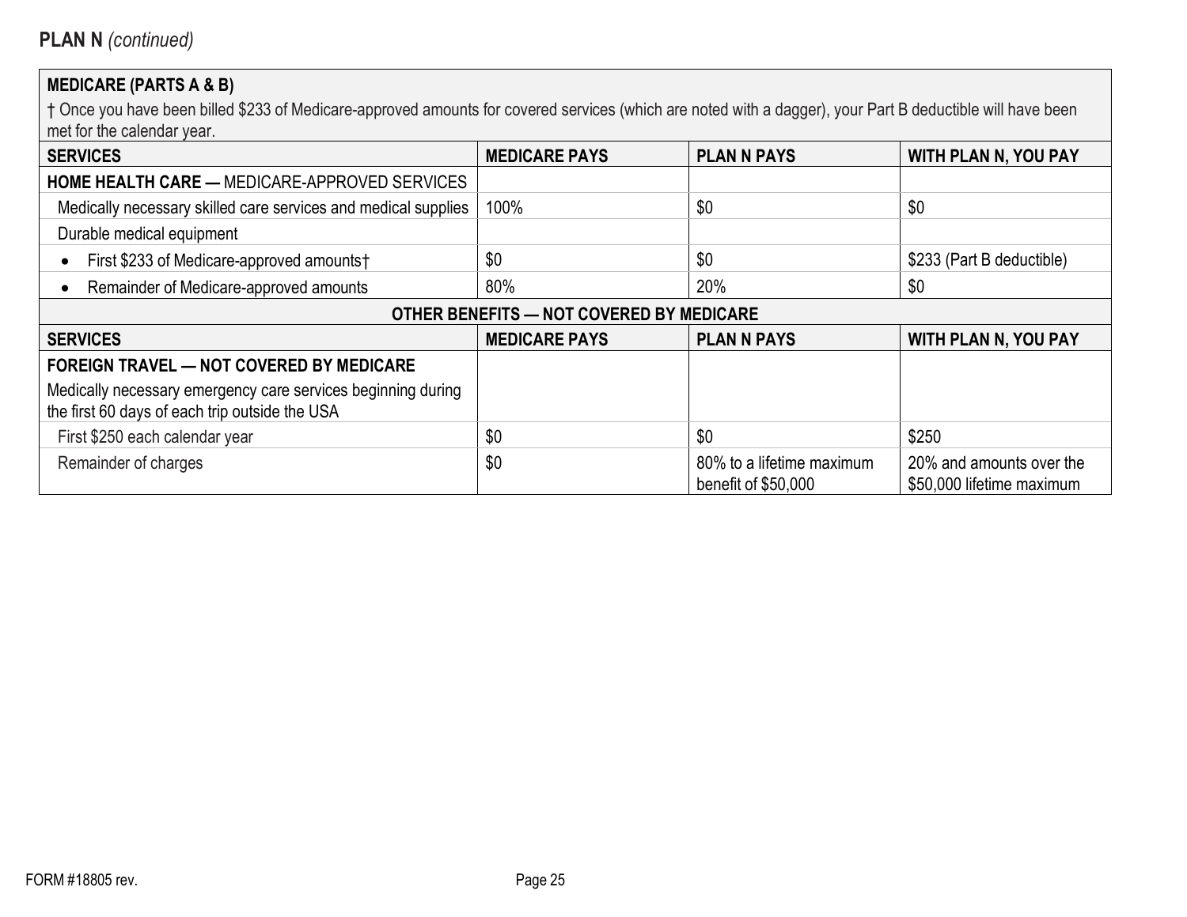**PLAN N** *(continued)*

| **MEDICARE (PARTS A & B)**<br>† Once you have been billed $233 of Medicare-approved amounts for covered services (which are noted with a dagger), your Part B deductible will have been met for the calendar year. | | | |
|---|---|---|---|
| **SERVICES** | **MEDICARE PAYS** | **PLAN N PAYS** | **WITH PLAN N, YOU PAY** |
| **HOME HEALTH CARE —** MEDICARE-APPROVED SERVICES | | | |
| Medically necessary skilled care services and medical supplies | 100% | $0 | $0 |
| Durable medical equipment | | | |
| • First $233 of Medicare-approved amounts† | $0 | $0 | $233 (Part B deductible) |
| • Remainder of Medicare-approved amounts | 80% | 20% | $0 |

**OTHER BENEFITS — NOT COVERED BY MEDICARE**

| **SERVICES** | **MEDICARE PAYS** | **PLAN N PAYS** | **WITH PLAN N, YOU PAY** |
|---|---|---|---|
| **FOREIGN TRAVEL — NOT COVERED BY MEDICARE**<br>Medically necessary emergency care services beginning during the first 60 days of each trip outside the USA | | | |
| First $250 each calendar year | $0 | $0 | $250 |
| Remainder of charges | $0 | 80% to a lifetime maximum benefit of $50,000 | 20% and amounts over the $50,000 lifetime maximum |

FORM #18805 rev.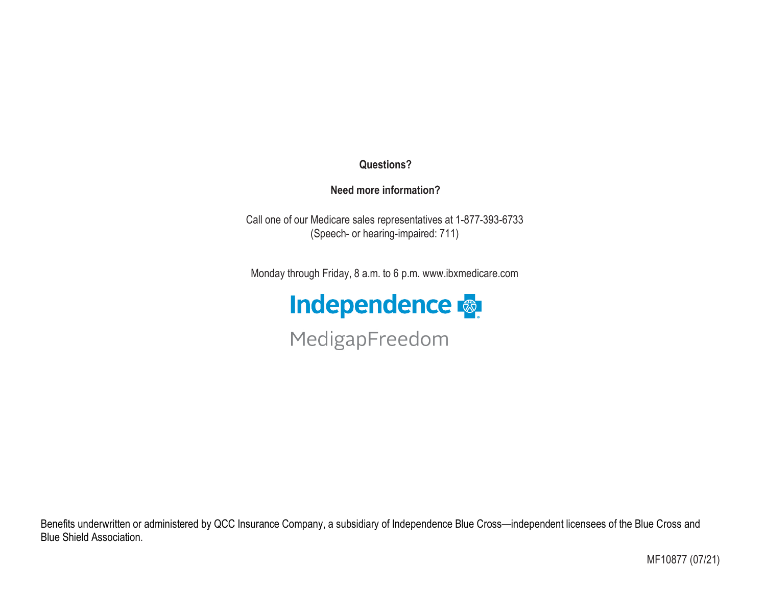**Questions?**

**Need more information?**

Call one of our Medicare sales representatives at 1-877-393-6733
(Speech- or hearing-impaired: 711)

Monday through Friday, 8 a.m. to 6 p.m. www.ibxmedicare.com

Independence

MedigapFreedom

Benefits underwritten or administered by QCC Insurance Company, a subsidiary of Independence Blue Cross—independent licensees of the Blue Cross and Blue Shield Association.

MF10877 (07/21)